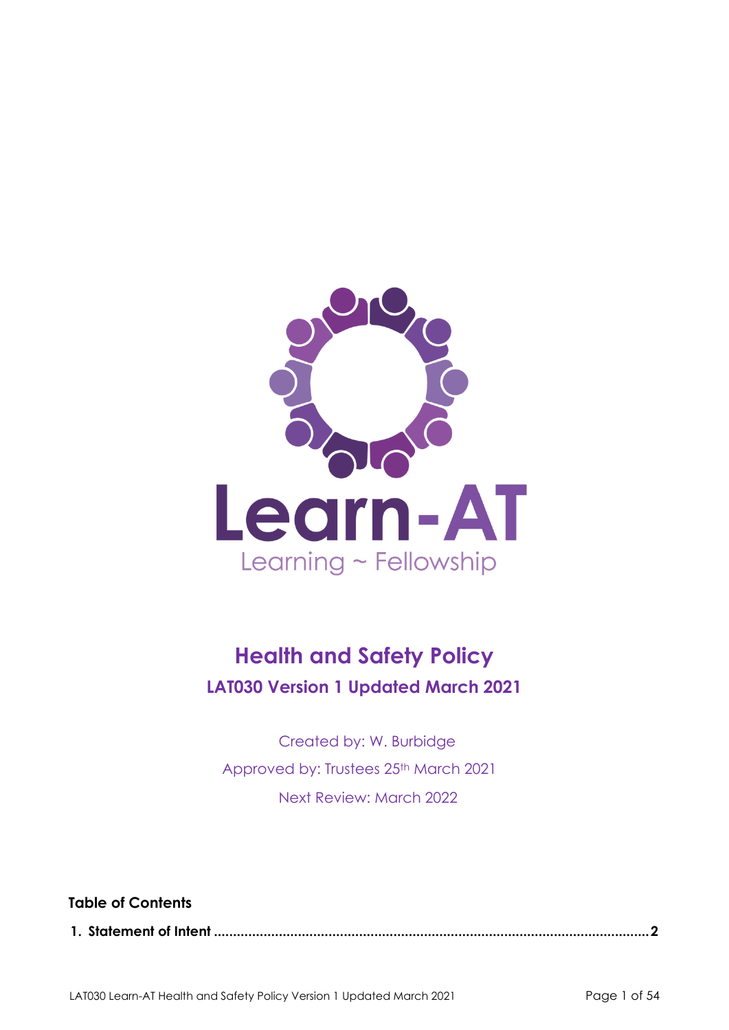Learn-AT

Learning ~ Fellowship

# Health and Safety Policy

## LAT030 Version 1 Updated March 2021

Created by: W. Burbidge

Approved by: Trustees 25th March 2021

Next Review: March 2022

**Table of Contents**

**1. Statement of Intent ........................................................................................................... 2**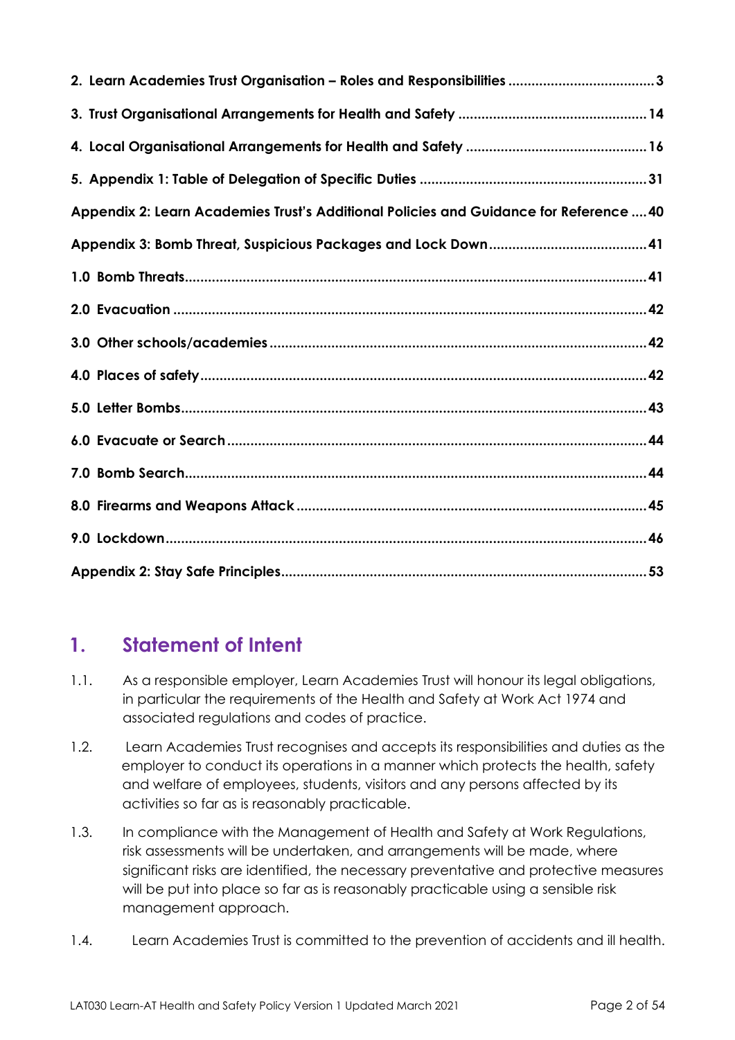| | |
|---|---|
| **2. Learn Academies Trust Organisation – Roles and Responsibilities** | **3** |
| **3. Trust Organisational Arrangements for Health and Safety** | **14** |
| **4. Local Organisational Arrangements for Health and Safety** | **16** |
| **5. Appendix 1: Table of Delegation of Specific Duties** | **31** |
| **Appendix 2: Learn Academies Trust's Additional Policies and Guidance for Reference** | **40** |
| **Appendix 3: Bomb Threat, Suspicious Packages and Lock Down** | **41** |
| **1.0 Bomb Threats** | **41** |
| **2.0 Evacuation** | **42** |
| **3.0 Other schools/academies** | **42** |
| **4.0 Places of safety** | **42** |
| **5.0 Letter Bombs** | **43** |
| **6.0 Evacuate or Search** | **44** |
| **7.0 Bomb Search** | **44** |
| **8.0 Firearms and Weapons Attack** | **45** |
| **9.0 Lockdown** | **46** |
| **Appendix 2: Stay Safe Principles** | **53** |

## 1. Statement of Intent

1.1. As a responsible employer, Learn Academies Trust will honour its legal obligations, in particular the requirements of the Health and Safety at Work Act 1974 and associated regulations and codes of practice.

1.2. Learn Academies Trust recognises and accepts its responsibilities and duties as the employer to conduct its operations in a manner which protects the health, safety and welfare of employees, students, visitors and any persons affected by its activities so far as is reasonably practicable.

1.3. In compliance with the Management of Health and Safety at Work Regulations, risk assessments will be undertaken, and arrangements will be made, where significant risks are identified, the necessary preventative and protective measures will be put into place so far as is reasonably practicable using a sensible risk management approach.

1.4. Learn Academies Trust is committed to the prevention of accidents and ill health.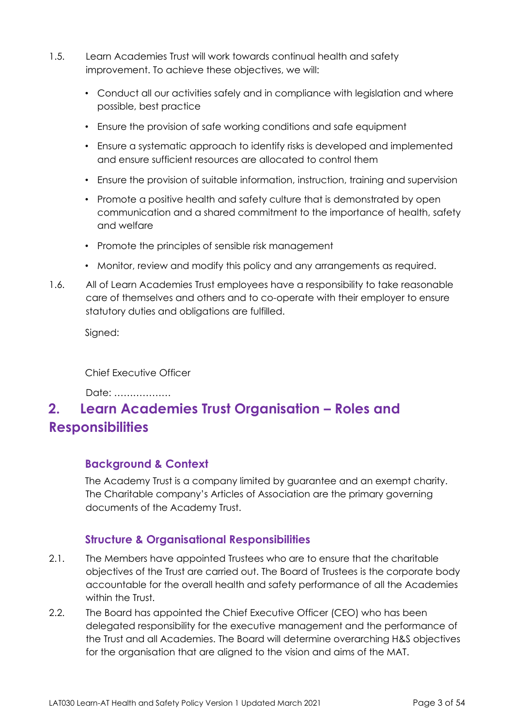1.5. Learn Academies Trust will work towards continual health and safety improvement. To achieve these objectives, we will:

- Conduct all our activities safely and in compliance with legislation and where possible, best practice
- Ensure the provision of safe working conditions and safe equipment
- Ensure a systematic approach to identify risks is developed and implemented and ensure sufficient resources are allocated to control them
- Ensure the provision of suitable information, instruction, training and supervision
- Promote a positive health and safety culture that is demonstrated by open communication and a shared commitment to the importance of health, safety and welfare
- Promote the principles of sensible risk management
- Monitor, review and modify this policy and any arrangements as required.

1.6. All of Learn Academies Trust employees have a responsibility to take reasonable care of themselves and others and to co-operate with their employer to ensure statutory duties and obligations are fulfilled.

Signed:

Chief Executive Officer

Date: ………………

## 2. Learn Academies Trust Organisation – Roles and Responsibilities

### Background & Context

The Academy Trust is a company limited by guarantee and an exempt charity. The Charitable company's Articles of Association are the primary governing documents of the Academy Trust.

### Structure & Organisational Responsibilities

2.1. The Members have appointed Trustees who are to ensure that the charitable objectives of the Trust are carried out. The Board of Trustees is the corporate body accountable for the overall health and safety performance of all the Academies within the Trust.

2.2. The Board has appointed the Chief Executive Officer (CEO) who has been delegated responsibility for the executive management and the performance of the Trust and all Academies. The Board will determine overarching H&S objectives for the organisation that are aligned to the vision and aims of the MAT.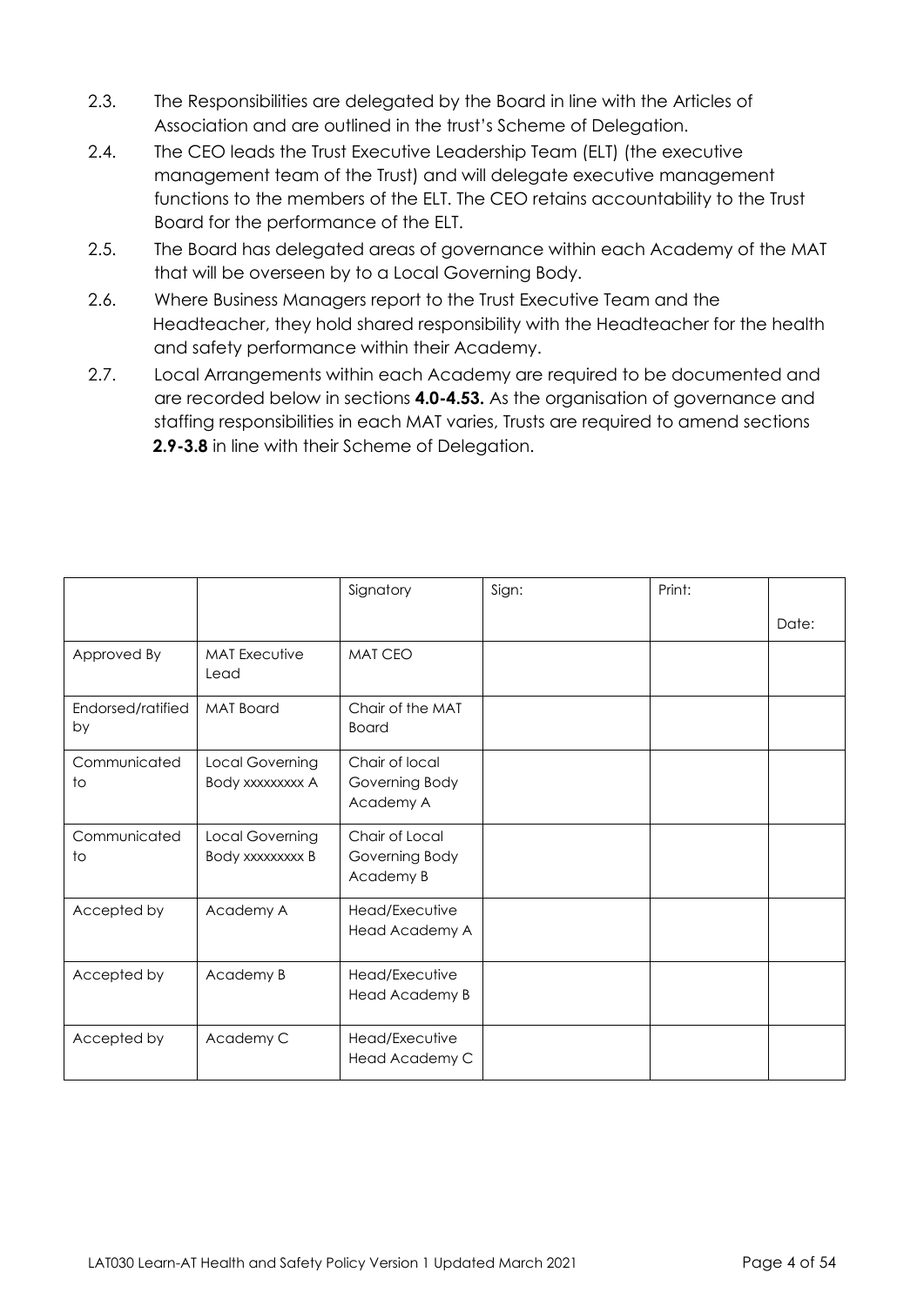2.3. The Responsibilities are delegated by the Board in line with the Articles of Association and are outlined in the trust's Scheme of Delegation.

2.4. The CEO leads the Trust Executive Leadership Team (ELT) (the executive management team of the Trust) and will delegate executive management functions to the members of the ELT. The CEO retains accountability to the Trust Board for the performance of the ELT.

2.5. The Board has delegated areas of governance within each Academy of the MAT that will be overseen by to a Local Governing Body.

2.6. Where Business Managers report to the Trust Executive Team and the Headteacher, they hold shared responsibility with the Headteacher for the health and safety performance within their Academy.

2.7. Local Arrangements within each Academy are required to be documented and are recorded below in sections **4.0-4.53.** As the organisation of governance and staffing responsibilities in each MAT varies, Trusts are required to amend sections **2.9-3.8** in line with their Scheme of Delegation.

| | | Signatory | Sign: | Print: | Date: |
|---|---|---|---|---|---|
| Approved By | MAT Executive Lead | MAT CEO | | | |
| Endorsed/ratified by | MAT Board | Chair of the MAT Board | | | |
| Communicated to | Local Governing Body xxxxxxxxx A | Chair of local Governing Body Academy A | | | |
| Communicated to | Local Governing Body xxxxxxxxx B | Chair of Local Governing Body Academy B | | | |
| Accepted by | Academy A | Head/Executive Head Academy A | | | |
| Accepted by | Academy B | Head/Executive Head Academy B | | | |
| Accepted by | Academy C | Head/Executive Head Academy C | | | |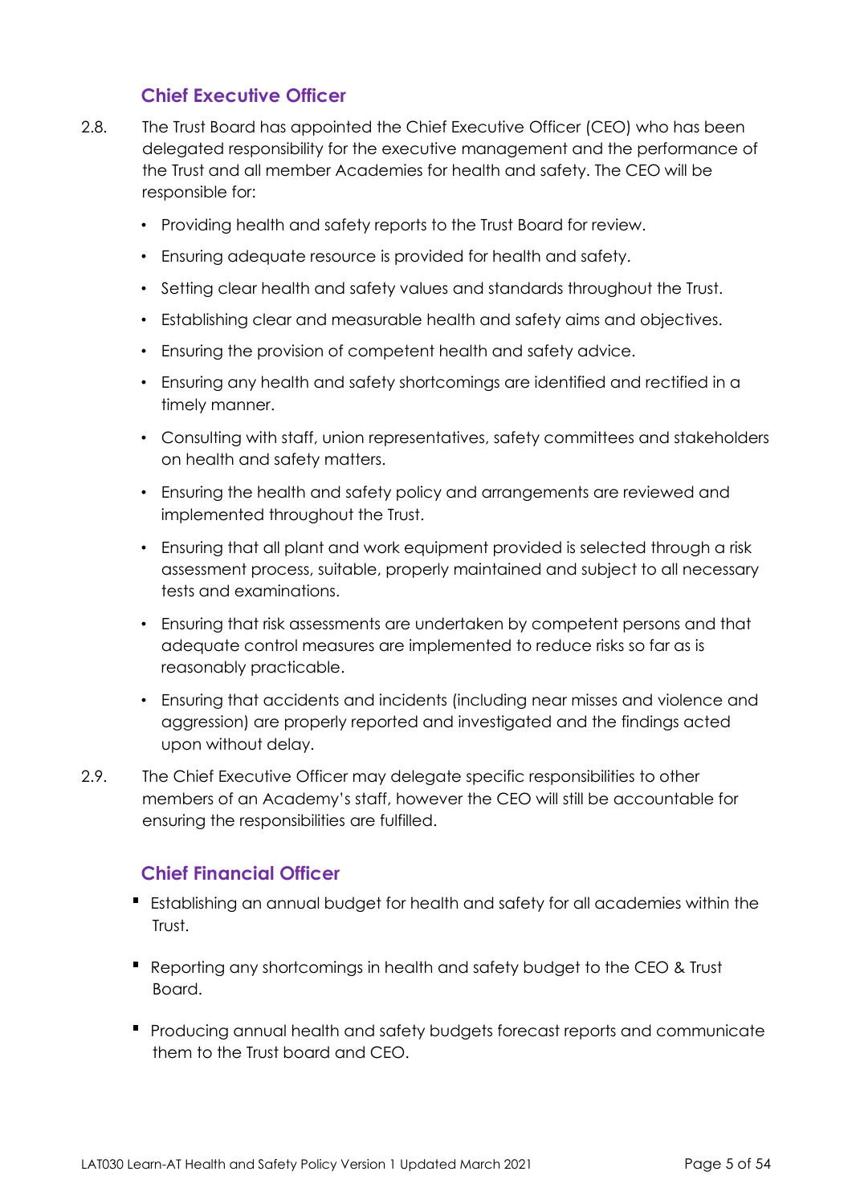### Chief Executive Officer

2.8. The Trust Board has appointed the Chief Executive Officer (CEO) who has been delegated responsibility for the executive management and the performance of the Trust and all member Academies for health and safety. The CEO will be responsible for:

- Providing health and safety reports to the Trust Board for review.
- Ensuring adequate resource is provided for health and safety.
- Setting clear health and safety values and standards throughout the Trust.
- Establishing clear and measurable health and safety aims and objectives.
- Ensuring the provision of competent health and safety advice.
- Ensuring any health and safety shortcomings are identified and rectified in a timely manner.
- Consulting with staff, union representatives, safety committees and stakeholders on health and safety matters.
- Ensuring the health and safety policy and arrangements are reviewed and implemented throughout the Trust.
- Ensuring that all plant and work equipment provided is selected through a risk assessment process, suitable, properly maintained and subject to all necessary tests and examinations.
- Ensuring that risk assessments are undertaken by competent persons and that adequate control measures are implemented to reduce risks so far as is reasonably practicable.
- Ensuring that accidents and incidents (including near misses and violence and aggression) are properly reported and investigated and the findings acted upon without delay.

2.9. The Chief Executive Officer may delegate specific responsibilities to other members of an Academy's staff, however the CEO will still be accountable for ensuring the responsibilities are fulfilled.

### Chief Financial Officer

- Establishing an annual budget for health and safety for all academies within the Trust.
- Reporting any shortcomings in health and safety budget to the CEO & Trust Board.
- Producing annual health and safety budgets forecast reports and communicate them to the Trust board and CEO.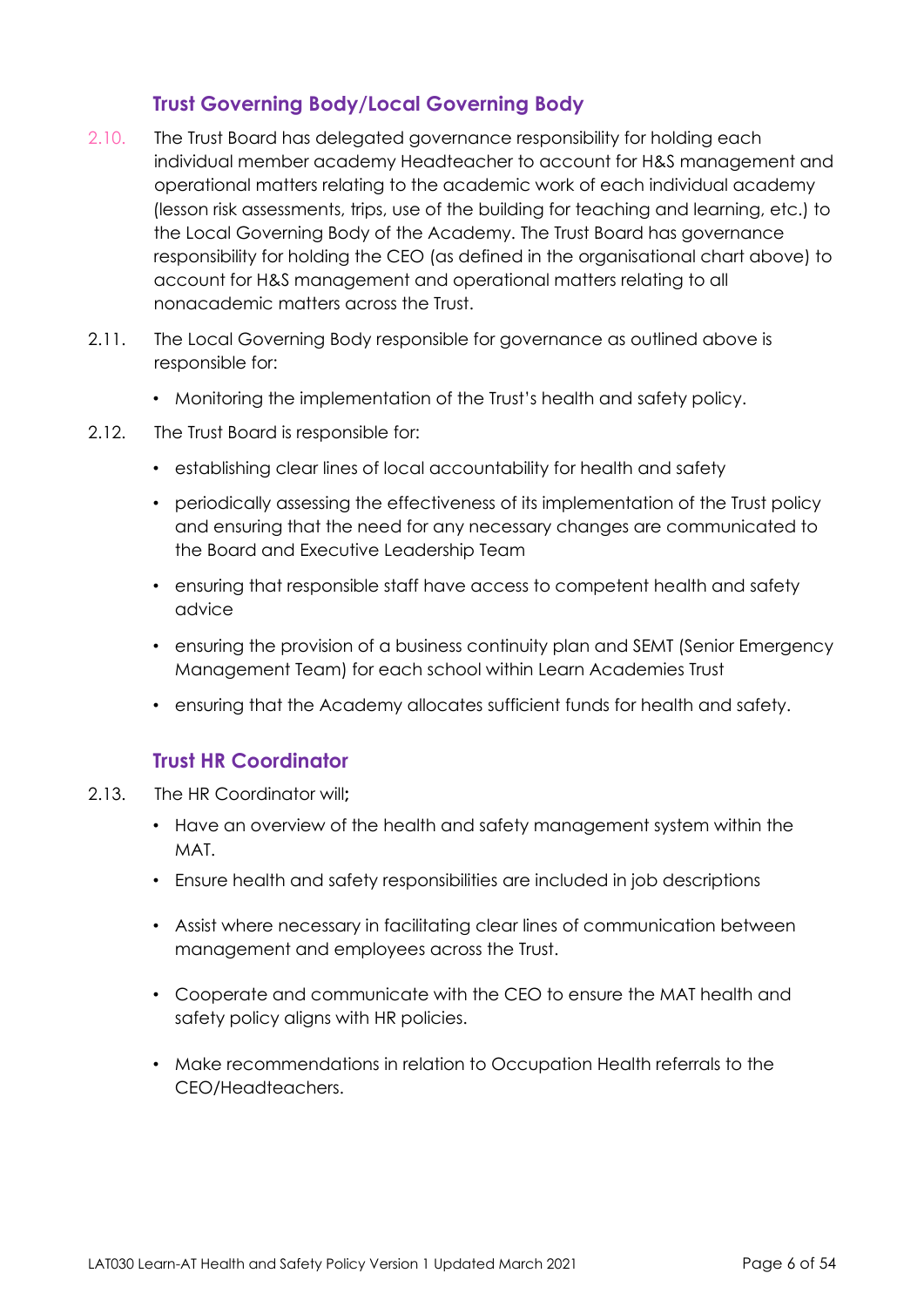### Trust Governing Body/Local Governing Body

2.10. The Trust Board has delegated governance responsibility for holding each individual member academy Headteacher to account for H&S management and operational matters relating to the academic work of each individual academy (lesson risk assessments, trips, use of the building for teaching and learning, etc.) to the Local Governing Body of the Academy. The Trust Board has governance responsibility for holding the CEO (as defined in the organisational chart above) to account for H&S management and operational matters relating to all nonacademic matters across the Trust.

2.11. The Local Governing Body responsible for governance as outlined above is responsible for:

- Monitoring the implementation of the Trust's health and safety policy.

2.12. The Trust Board is responsible for:

- establishing clear lines of local accountability for health and safety
- periodically assessing the effectiveness of its implementation of the Trust policy and ensuring that the need for any necessary changes are communicated to the Board and Executive Leadership Team
- ensuring that responsible staff have access to competent health and safety advice
- ensuring the provision of a business continuity plan and SEMT (Senior Emergency Management Team) for each school within Learn Academies Trust
- ensuring that the Academy allocates sufficient funds for health and safety.

### Trust HR Coordinator

2.13. The HR Coordinator will;

- Have an overview of the health and safety management system within the MAT.
- Ensure health and safety responsibilities are included in job descriptions
- Assist where necessary in facilitating clear lines of communication between management and employees across the Trust.
- Cooperate and communicate with the CEO to ensure the MAT health and safety policy aligns with HR policies.
- Make recommendations in relation to Occupation Health referrals to the CEO/Headteachers.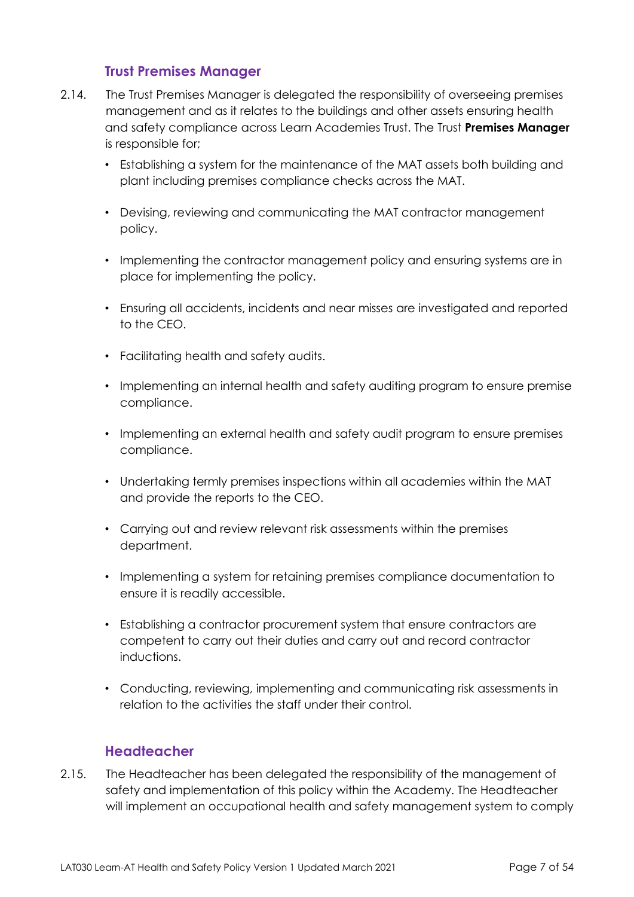### Trust Premises Manager

2.14. The Trust Premises Manager is delegated the responsibility of overseeing premises management and as it relates to the buildings and other assets ensuring health and safety compliance across Learn Academies Trust. The Trust **Premises Manager** is responsible for;

- Establishing a system for the maintenance of the MAT assets both building and plant including premises compliance checks across the MAT.
- Devising, reviewing and communicating the MAT contractor management policy.
- Implementing the contractor management policy and ensuring systems are in place for implementing the policy.
- Ensuring all accidents, incidents and near misses are investigated and reported to the CEO.
- Facilitating health and safety audits.
- Implementing an internal health and safety auditing program to ensure premise compliance.
- Implementing an external health and safety audit program to ensure premises compliance.
- Undertaking termly premises inspections within all academies within the MAT and provide the reports to the CEO.
- Carrying out and review relevant risk assessments within the premises department.
- Implementing a system for retaining premises compliance documentation to ensure it is readily accessible.
- Establishing a contractor procurement system that ensure contractors are competent to carry out their duties and carry out and record contractor inductions.
- Conducting, reviewing, implementing and communicating risk assessments in relation to the activities the staff under their control.

### Headteacher

2.15. The Headteacher has been delegated the responsibility of the management of safety and implementation of this policy within the Academy. The Headteacher will implement an occupational health and safety management system to comply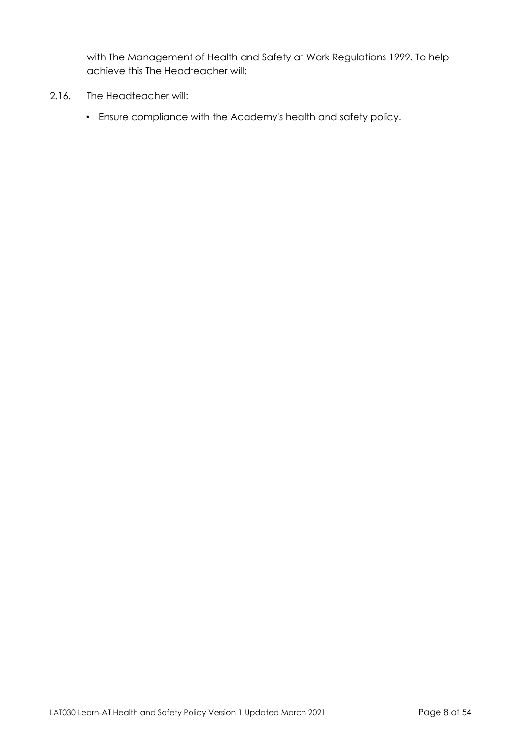with The Management of Health and Safety at Work Regulations 1999. To help achieve this The Headteacher will:

2.16. The Headteacher will:

- Ensure compliance with the Academy's health and safety policy.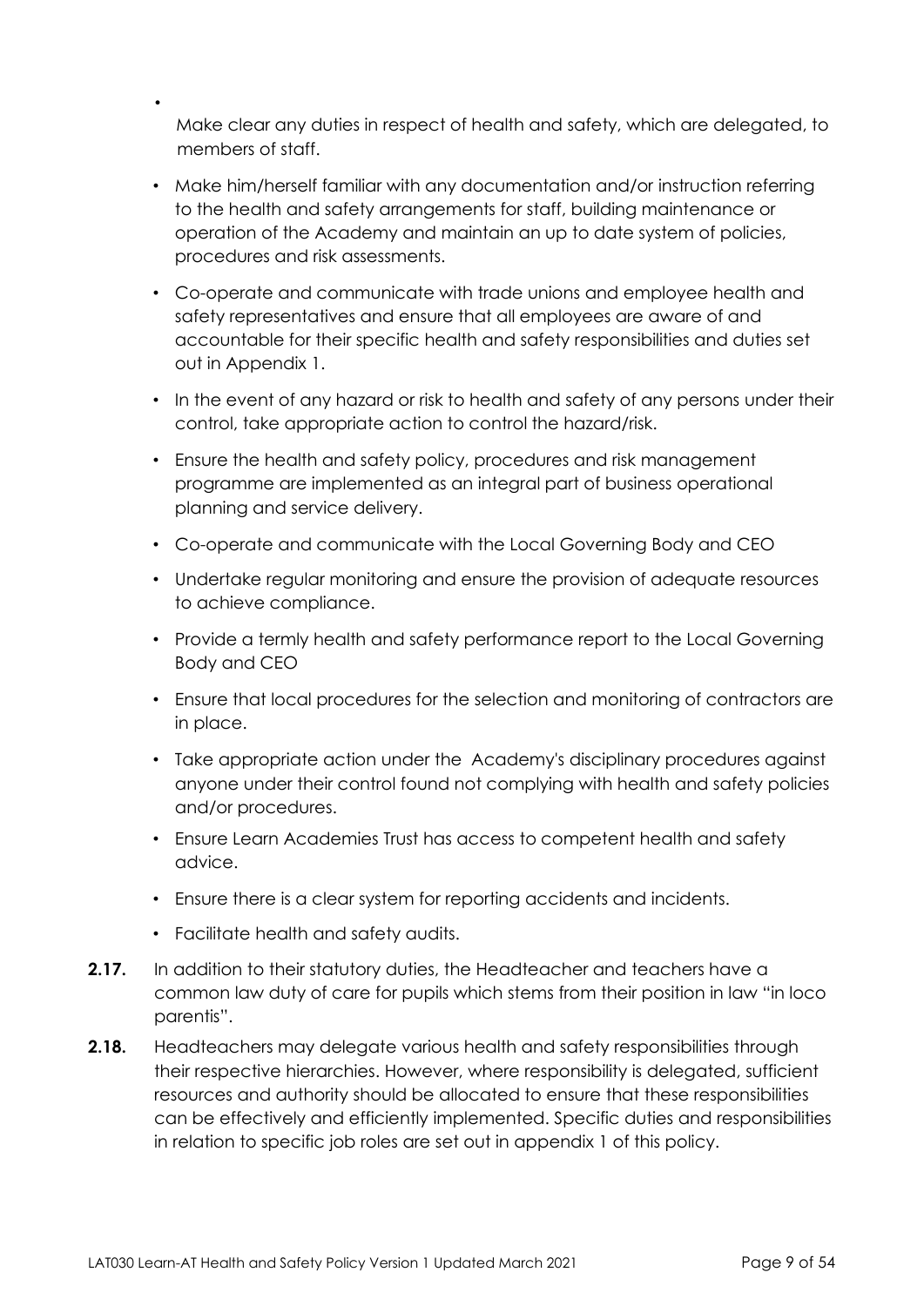- Make clear any duties in respect of health and safety, which are delegated, to members of staff.
- Make him/herself familiar with any documentation and/or instruction referring to the health and safety arrangements for staff, building maintenance or operation of the Academy and maintain an up to date system of policies, procedures and risk assessments.
- Co-operate and communicate with trade unions and employee health and safety representatives and ensure that all employees are aware of and accountable for their specific health and safety responsibilities and duties set out in Appendix 1.
- In the event of any hazard or risk to health and safety of any persons under their control, take appropriate action to control the hazard/risk.
- Ensure the health and safety policy, procedures and risk management programme are implemented as an integral part of business operational planning and service delivery.
- Co-operate and communicate with the Local Governing Body and CEO
- Undertake regular monitoring and ensure the provision of adequate resources to achieve compliance.
- Provide a termly health and safety performance report to the Local Governing Body and CEO
- Ensure that local procedures for the selection and monitoring of contractors are in place.
- Take appropriate action under the Academy's disciplinary procedures against anyone under their control found not complying with health and safety policies and/or procedures.
- Ensure Learn Academies Trust has access to competent health and safety advice.
- Ensure there is a clear system for reporting accidents and incidents.
- Facilitate health and safety audits.

**2.17.** In addition to their statutory duties, the Headteacher and teachers have a common law duty of care for pupils which stems from their position in law "in loco parentis".

**2.18.** Headteachers may delegate various health and safety responsibilities through their respective hierarchies. However, where responsibility is delegated, sufficient resources and authority should be allocated to ensure that these responsibilities can be effectively and efficiently implemented. Specific duties and responsibilities in relation to specific job roles are set out in appendix 1 of this policy.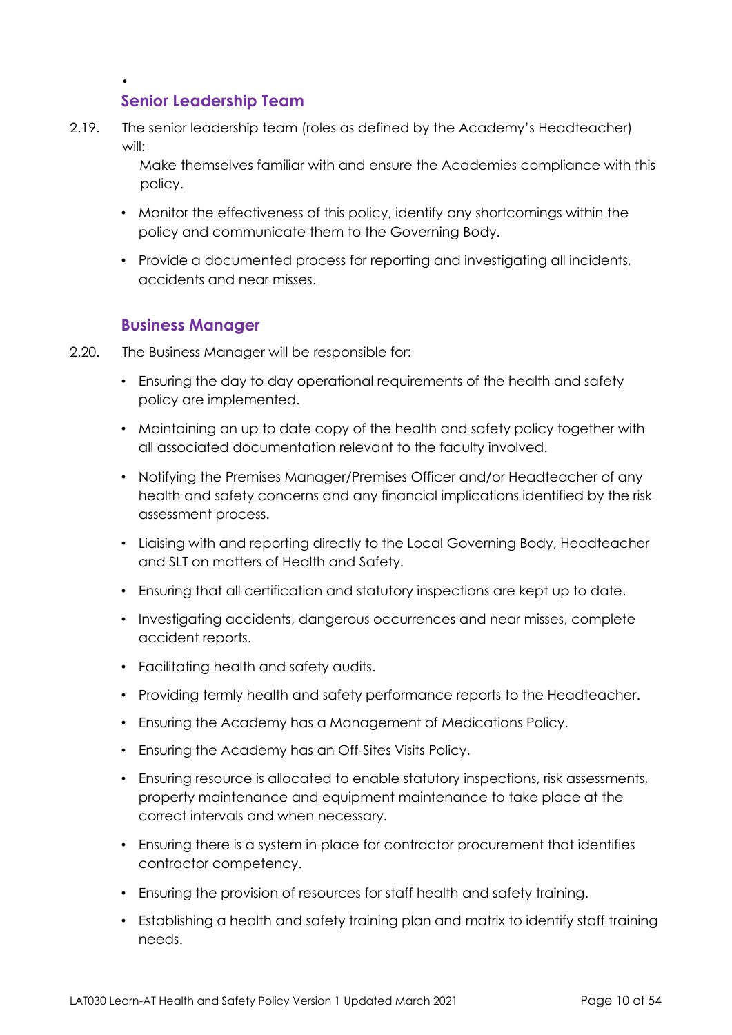•

### Senior Leadership Team

2.19. The senior leadership team (roles as defined by the Academy's Headteacher) will:

Make themselves familiar with and ensure the Academies compliance with this policy.

- Monitor the effectiveness of this policy, identify any shortcomings within the policy and communicate them to the Governing Body.
- Provide a documented process for reporting and investigating all incidents, accidents and near misses.

### Business Manager

2.20. The Business Manager will be responsible for:

- Ensuring the day to day operational requirements of the health and safety policy are implemented.
- Maintaining an up to date copy of the health and safety policy together with all associated documentation relevant to the faculty involved.
- Notifying the Premises Manager/Premises Officer and/or Headteacher of any health and safety concerns and any financial implications identified by the risk assessment process.
- Liaising with and reporting directly to the Local Governing Body, Headteacher and SLT on matters of Health and Safety.
- Ensuring that all certification and statutory inspections are kept up to date.
- Investigating accidents, dangerous occurrences and near misses, complete accident reports.
- Facilitating health and safety audits.
- Providing termly health and safety performance reports to the Headteacher.
- Ensuring the Academy has a Management of Medications Policy.
- Ensuring the Academy has an Off-Sites Visits Policy.
- Ensuring resource is allocated to enable statutory inspections, risk assessments, property maintenance and equipment maintenance to take place at the correct intervals and when necessary.
- Ensuring there is a system in place for contractor procurement that identifies contractor competency.
- Ensuring the provision of resources for staff health and safety training.
- Establishing a health and safety training plan and matrix to identify staff training needs.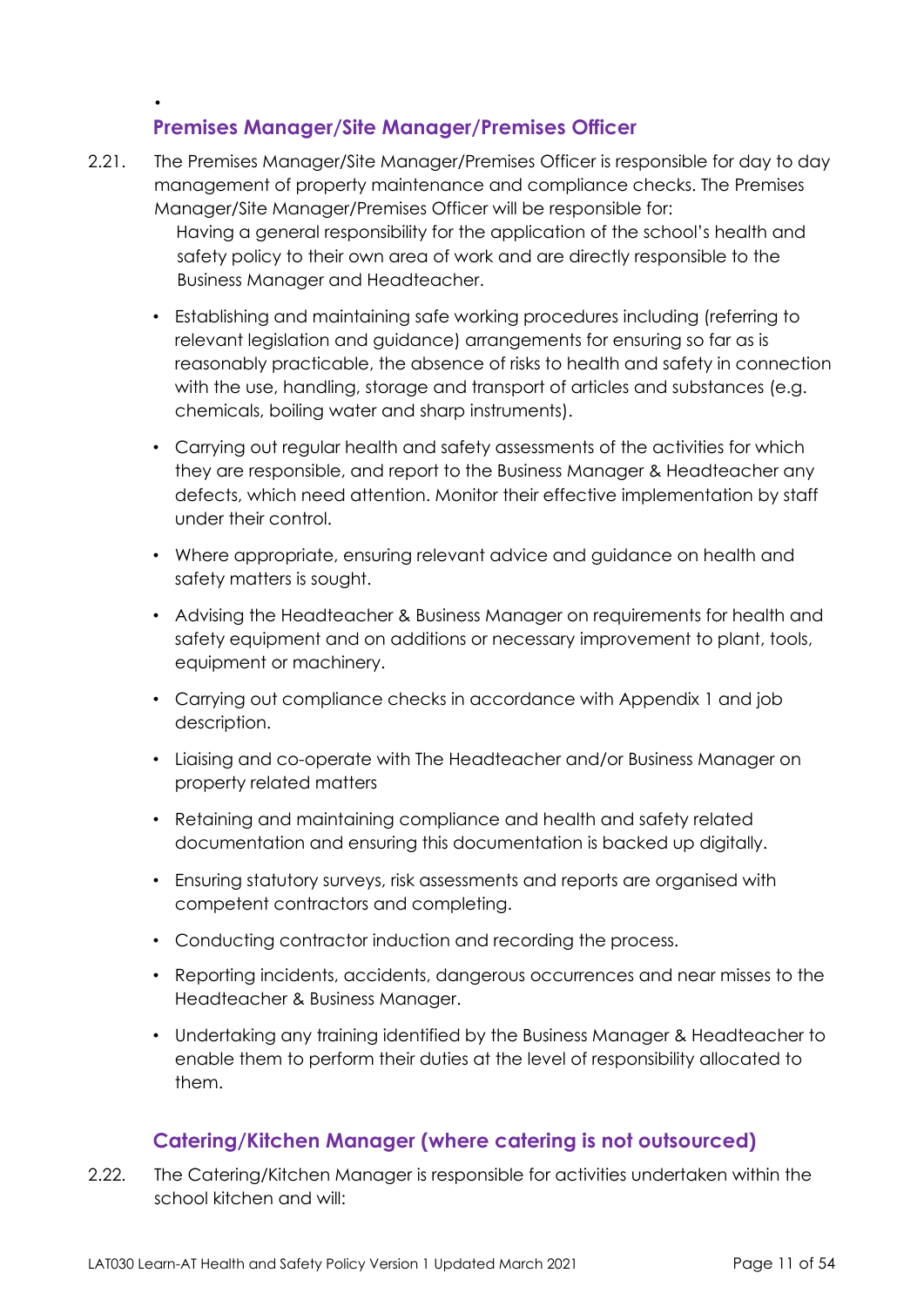•

### Premises Manager/Site Manager/Premises Officer

2.21. The Premises Manager/Site Manager/Premises Officer is responsible for day to day management of property maintenance and compliance checks. The Premises Manager/Site Manager/Premises Officer will be responsible for:

Having a general responsibility for the application of the school's health and safety policy to their own area of work and are directly responsible to the Business Manager and Headteacher.

- Establishing and maintaining safe working procedures including (referring to relevant legislation and guidance) arrangements for ensuring so far as is reasonably practicable, the absence of risks to health and safety in connection with the use, handling, storage and transport of articles and substances (e.g. chemicals, boiling water and sharp instruments).
- Carrying out regular health and safety assessments of the activities for which they are responsible, and report to the Business Manager & Headteacher any defects, which need attention. Monitor their effective implementation by staff under their control.
- Where appropriate, ensuring relevant advice and guidance on health and safety matters is sought.
- Advising the Headteacher & Business Manager on requirements for health and safety equipment and on additions or necessary improvement to plant, tools, equipment or machinery.
- Carrying out compliance checks in accordance with Appendix 1 and job description.
- Liaising and co-operate with The Headteacher and/or Business Manager on property related matters
- Retaining and maintaining compliance and health and safety related documentation and ensuring this documentation is backed up digitally.
- Ensuring statutory surveys, risk assessments and reports are organised with competent contractors and completing.
- Conducting contractor induction and recording the process.
- Reporting incidents, accidents, dangerous occurrences and near misses to the Headteacher & Business Manager.
- Undertaking any training identified by the Business Manager & Headteacher to enable them to perform their duties at the level of responsibility allocated to them.

### Catering/Kitchen Manager (where catering is not outsourced)

2.22. The Catering/Kitchen Manager is responsible for activities undertaken within the school kitchen and will: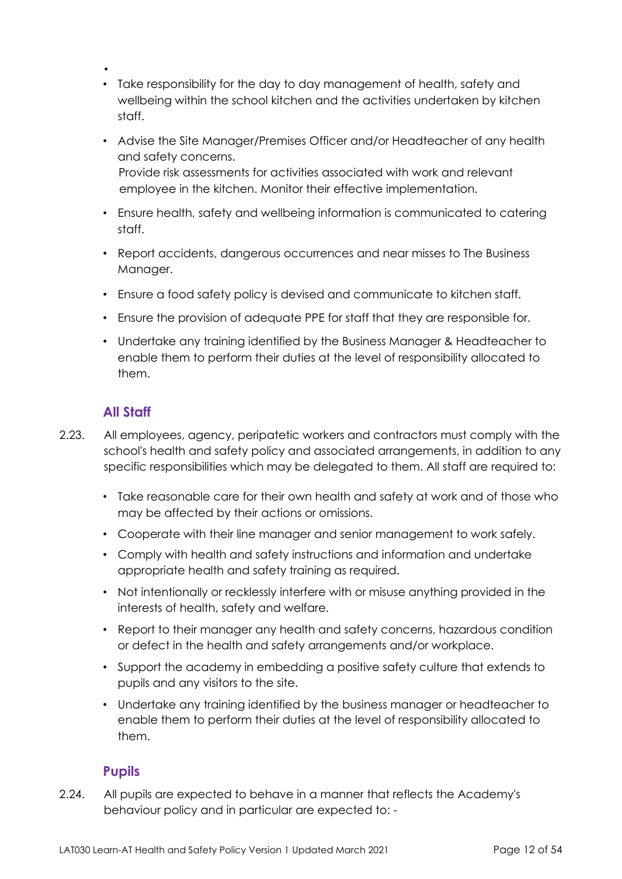- 
- Take responsibility for the day to day management of health, safety and wellbeing within the school kitchen and the activities undertaken by kitchen staff.
- Advise the Site Manager/Premises Officer and/or Headteacher of any health and safety concerns.
  Provide risk assessments for activities associated with work and relevant employee in the kitchen. Monitor their effective implementation.
- Ensure health, safety and wellbeing information is communicated to catering staff.
- Report accidents, dangerous occurrences and near misses to The Business Manager.
- Ensure a food safety policy is devised and communicate to kitchen staff.
- Ensure the provision of adequate PPE for staff that they are responsible for.
- Undertake any training identified by the Business Manager & Headteacher to enable them to perform their duties at the level of responsibility allocated to them.

### All Staff

2.23. All employees, agency, peripatetic workers and contractors must comply with the school's health and safety policy and associated arrangements, in addition to any specific responsibilities which may be delegated to them. All staff are required to:

- Take reasonable care for their own health and safety at work and of those who may be affected by their actions or omissions.
- Cooperate with their line manager and senior management to work safely.
- Comply with health and safety instructions and information and undertake appropriate health and safety training as required.
- Not intentionally or recklessly interfere with or misuse anything provided in the interests of health, safety and welfare.
- Report to their manager any health and safety concerns, hazardous condition or defect in the health and safety arrangements and/or workplace.
- Support the academy in embedding a positive safety culture that extends to pupils and any visitors to the site.
- Undertake any training identified by the business manager or headteacher to enable them to perform their duties at the level of responsibility allocated to them.

### Pupils

2.24. All pupils are expected to behave in a manner that reflects the Academy's behaviour policy and in particular are expected to: -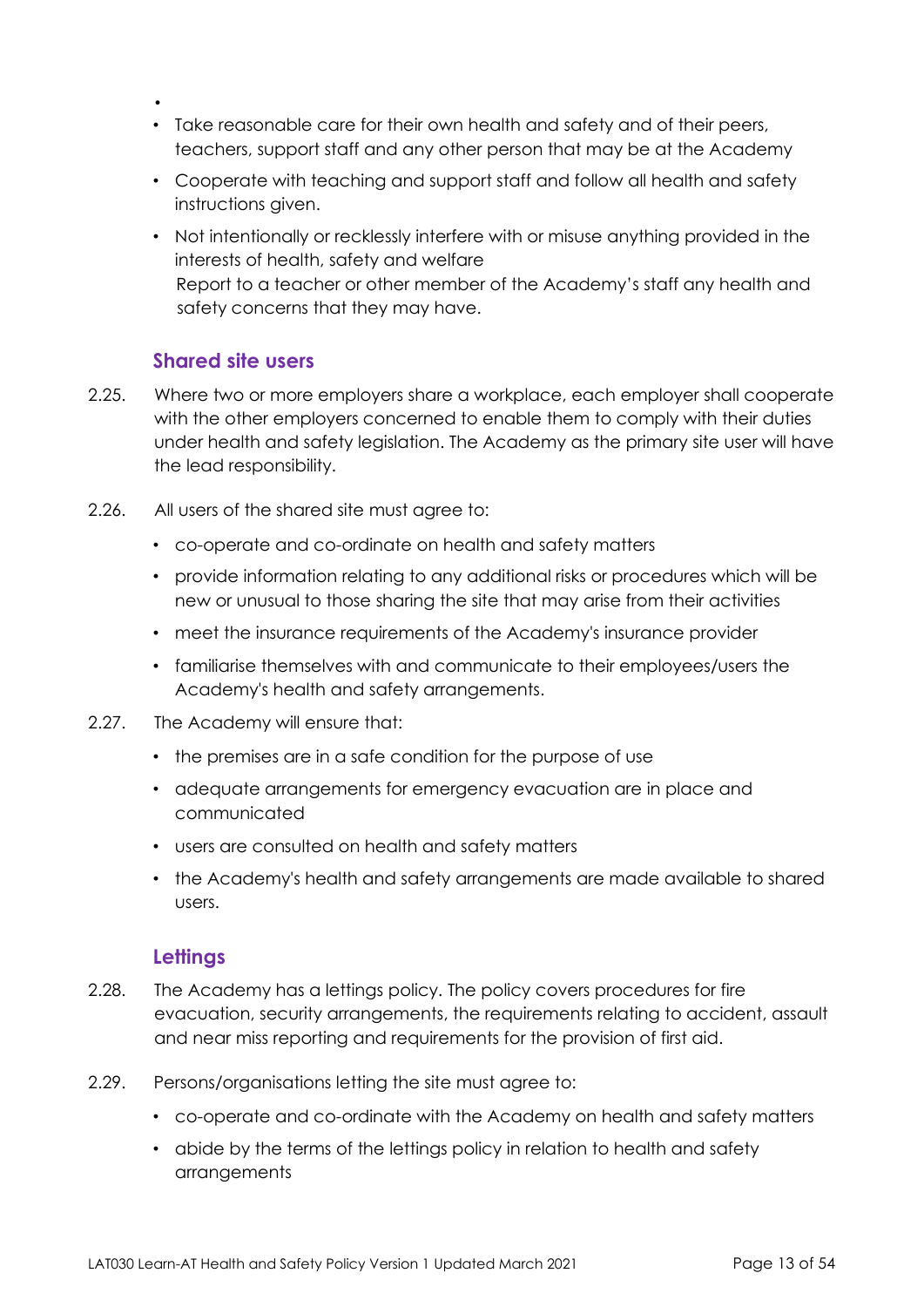- Take reasonable care for their own health and safety and of their peers, teachers, support staff and any other person that may be at the Academy
- Cooperate with teaching and support staff and follow all health and safety instructions given.
- Not intentionally or recklessly interfere with or misuse anything provided in the interests of health, safety and welfare  
  Report to a teacher or other member of the Academy's staff any health and safety concerns that they may have.

### Shared site users

2.25. Where two or more employers share a workplace, each employer shall cooperate with the other employers concerned to enable them to comply with their duties under health and safety legislation. The Academy as the primary site user will have the lead responsibility.

2.26. All users of the shared site must agree to:

- co-operate and co-ordinate on health and safety matters
- provide information relating to any additional risks or procedures which will be new or unusual to those sharing the site that may arise from their activities
- meet the insurance requirements of the Academy's insurance provider
- familiarise themselves with and communicate to their employees/users the Academy's health and safety arrangements.

2.27. The Academy will ensure that:

- the premises are in a safe condition for the purpose of use
- adequate arrangements for emergency evacuation are in place and communicated
- users are consulted on health and safety matters
- the Academy's health and safety arrangements are made available to shared users.

### Lettings

2.28. The Academy has a lettings policy. The policy covers procedures for fire evacuation, security arrangements, the requirements relating to accident, assault and near miss reporting and requirements for the provision of first aid.

2.29. Persons/organisations letting the site must agree to:

- co-operate and co-ordinate with the Academy on health and safety matters
- abide by the terms of the lettings policy in relation to health and safety arrangements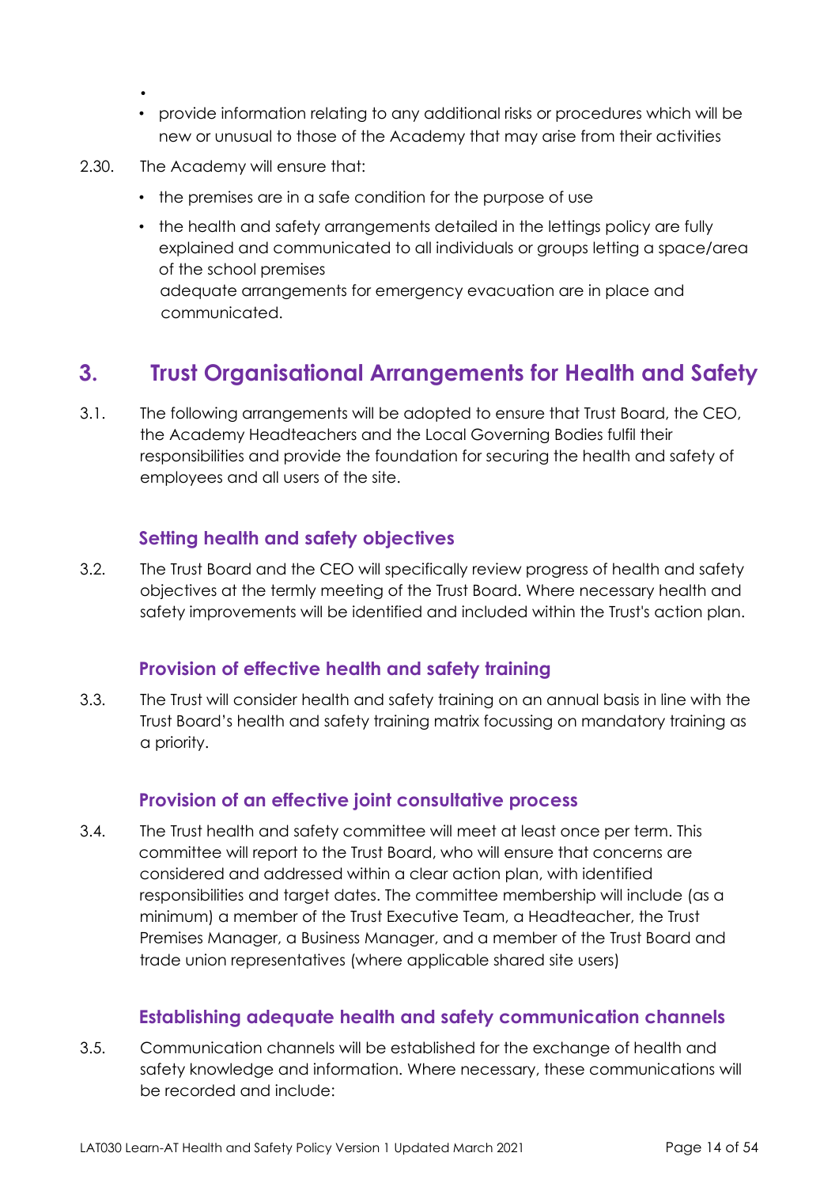- 
- provide information relating to any additional risks or procedures which will be new or unusual to those of the Academy that may arise from their activities

2.30. The Academy will ensure that:

- the premises are in a safe condition for the purpose of use
- the health and safety arrangements detailed in the lettings policy are fully explained and communicated to all individuals or groups letting a space/area of the school premises
  adequate arrangements for emergency evacuation are in place and communicated.

## 3. Trust Organisational Arrangements for Health and Safety

3.1. The following arrangements will be adopted to ensure that Trust Board, the CEO, the Academy Headteachers and the Local Governing Bodies fulfil their responsibilities and provide the foundation for securing the health and safety of employees and all users of the site.

### Setting health and safety objectives

3.2. The Trust Board and the CEO will specifically review progress of health and safety objectives at the termly meeting of the Trust Board. Where necessary health and safety improvements will be identified and included within the Trust's action plan.

### Provision of effective health and safety training

3.3. The Trust will consider health and safety training on an annual basis in line with the Trust Board's health and safety training matrix focussing on mandatory training as a priority.

### Provision of an effective joint consultative process

3.4. The Trust health and safety committee will meet at least once per term. This committee will report to the Trust Board, who will ensure that concerns are considered and addressed within a clear action plan, with identified responsibilities and target dates. The committee membership will include (as a minimum) a member of the Trust Executive Team, a Headteacher, the Trust Premises Manager, a Business Manager, and a member of the Trust Board and trade union representatives (where applicable shared site users)

### Establishing adequate health and safety communication channels

3.5. Communication channels will be established for the exchange of health and safety knowledge and information. Where necessary, these communications will be recorded and include: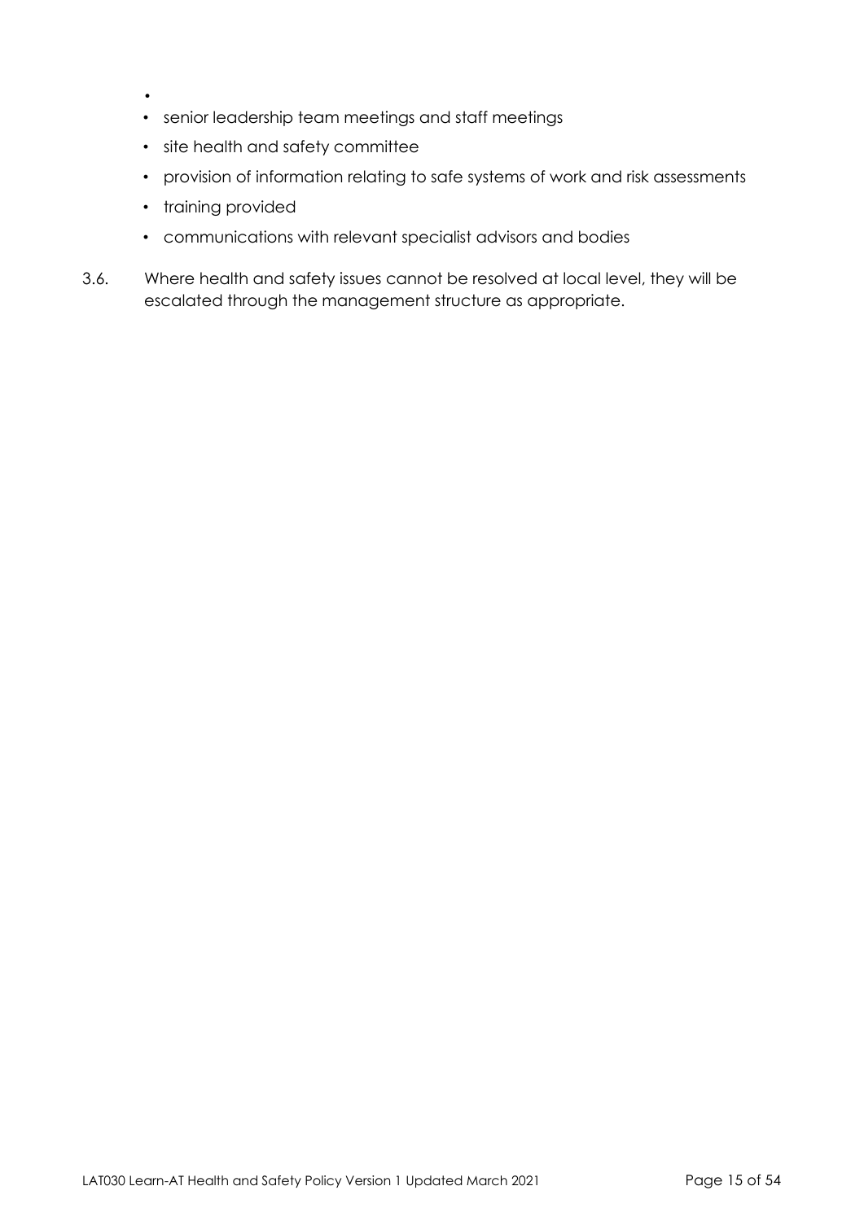- 
- senior leadership team meetings and staff meetings
- site health and safety committee
- provision of information relating to safe systems of work and risk assessments
- training provided
- communications with relevant specialist advisors and bodies

3.6. Where health and safety issues cannot be resolved at local level, they will be escalated through the management structure as appropriate.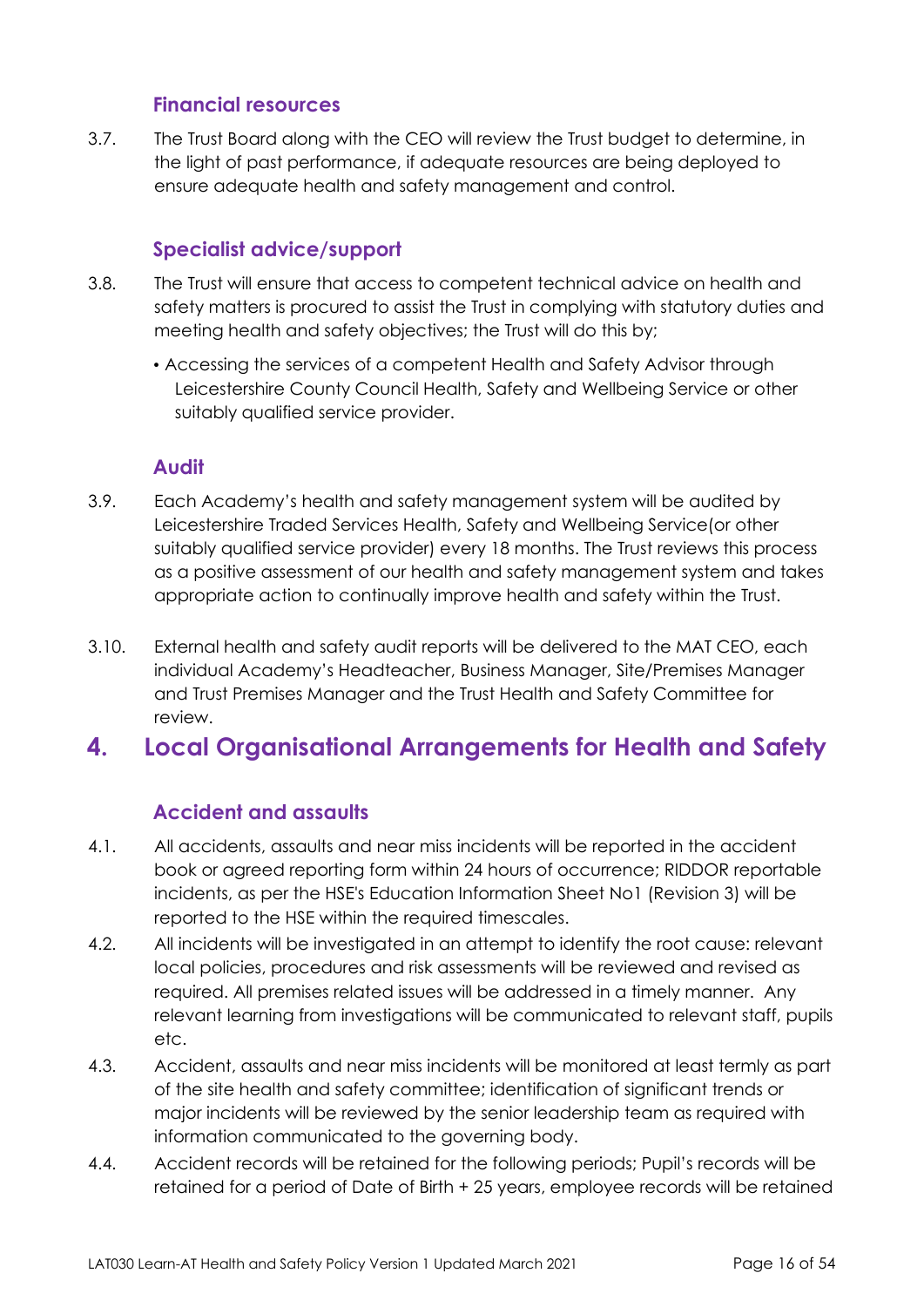### Financial resources

3.7. The Trust Board along with the CEO will review the Trust budget to determine, in the light of past performance, if adequate resources are being deployed to ensure adequate health and safety management and control.

### Specialist advice/support

3.8. The Trust will ensure that access to competent technical advice on health and safety matters is procured to assist the Trust in complying with statutory duties and meeting health and safety objectives; the Trust will do this by;

- Accessing the services of a competent Health and Safety Advisor through Leicestershire County Council Health, Safety and Wellbeing Service or other suitably qualified service provider.

### Audit

3.9. Each Academy's health and safety management system will be audited by Leicestershire Traded Services Health, Safety and Wellbeing Service(or other suitably qualified service provider) every 18 months. The Trust reviews this process as a positive assessment of our health and safety management system and takes appropriate action to continually improve health and safety within the Trust.

3.10. External health and safety audit reports will be delivered to the MAT CEO, each individual Academy's Headteacher, Business Manager, Site/Premises Manager and Trust Premises Manager and the Trust Health and Safety Committee for review.

## 4. Local Organisational Arrangements for Health and Safety

### Accident and assaults

4.1. All accidents, assaults and near miss incidents will be reported in the accident book or agreed reporting form within 24 hours of occurrence; RIDDOR reportable incidents, as per the HSE's Education Information Sheet No1 (Revision 3) will be reported to the HSE within the required timescales.

4.2. All incidents will be investigated in an attempt to identify the root cause: relevant local policies, procedures and risk assessments will be reviewed and revised as required. All premises related issues will be addressed in a timely manner. Any relevant learning from investigations will be communicated to relevant staff, pupils etc.

4.3. Accident, assaults and near miss incidents will be monitored at least termly as part of the site health and safety committee; identification of significant trends or major incidents will be reviewed by the senior leadership team as required with information communicated to the governing body.

4.4. Accident records will be retained for the following periods; Pupil's records will be retained for a period of Date of Birth + 25 years, employee records will be retained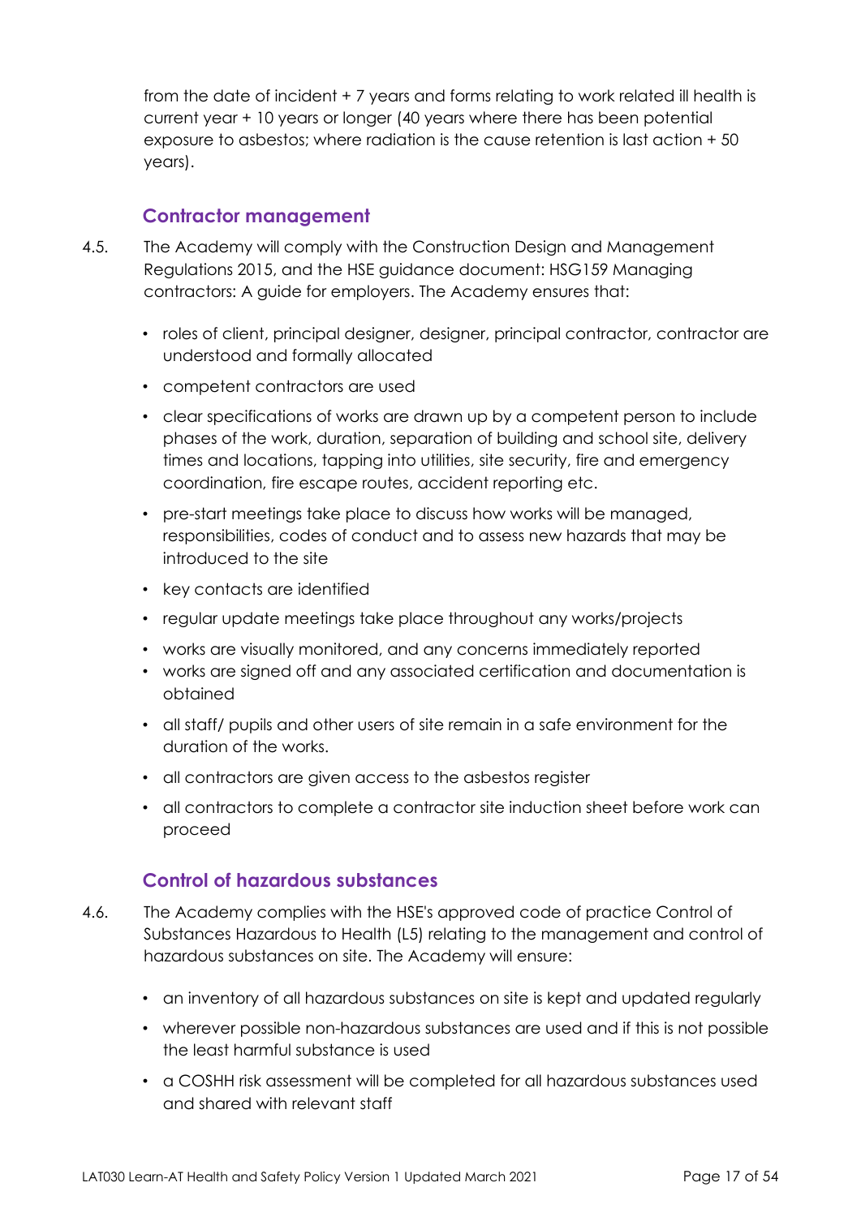from the date of incident + 7 years and forms relating to work related ill health is current year + 10 years or longer (40 years where there has been potential exposure to asbestos; where radiation is the cause retention is last action + 50 years).

### Contractor management

4.5. The Academy will comply with the Construction Design and Management Regulations 2015, and the HSE guidance document: HSG159 Managing contractors: A guide for employers. The Academy ensures that:

- roles of client, principal designer, designer, principal contractor, contractor are understood and formally allocated
- competent contractors are used
- clear specifications of works are drawn up by a competent person to include phases of the work, duration, separation of building and school site, delivery times and locations, tapping into utilities, site security, fire and emergency coordination, fire escape routes, accident reporting etc.
- pre-start meetings take place to discuss how works will be managed, responsibilities, codes of conduct and to assess new hazards that may be introduced to the site
- key contacts are identified
- regular update meetings take place throughout any works/projects
- works are visually monitored, and any concerns immediately reported
- works are signed off and any associated certification and documentation is obtained
- all staff/ pupils and other users of site remain in a safe environment for the duration of the works.
- all contractors are given access to the asbestos register
- all contractors to complete a contractor site induction sheet before work can proceed

### Control of hazardous substances

4.6. The Academy complies with the HSE's approved code of practice Control of Substances Hazardous to Health (L5) relating to the management and control of hazardous substances on site. The Academy will ensure:

- an inventory of all hazardous substances on site is kept and updated regularly
- wherever possible non-hazardous substances are used and if this is not possible the least harmful substance is used
- a COSHH risk assessment will be completed for all hazardous substances used and shared with relevant staff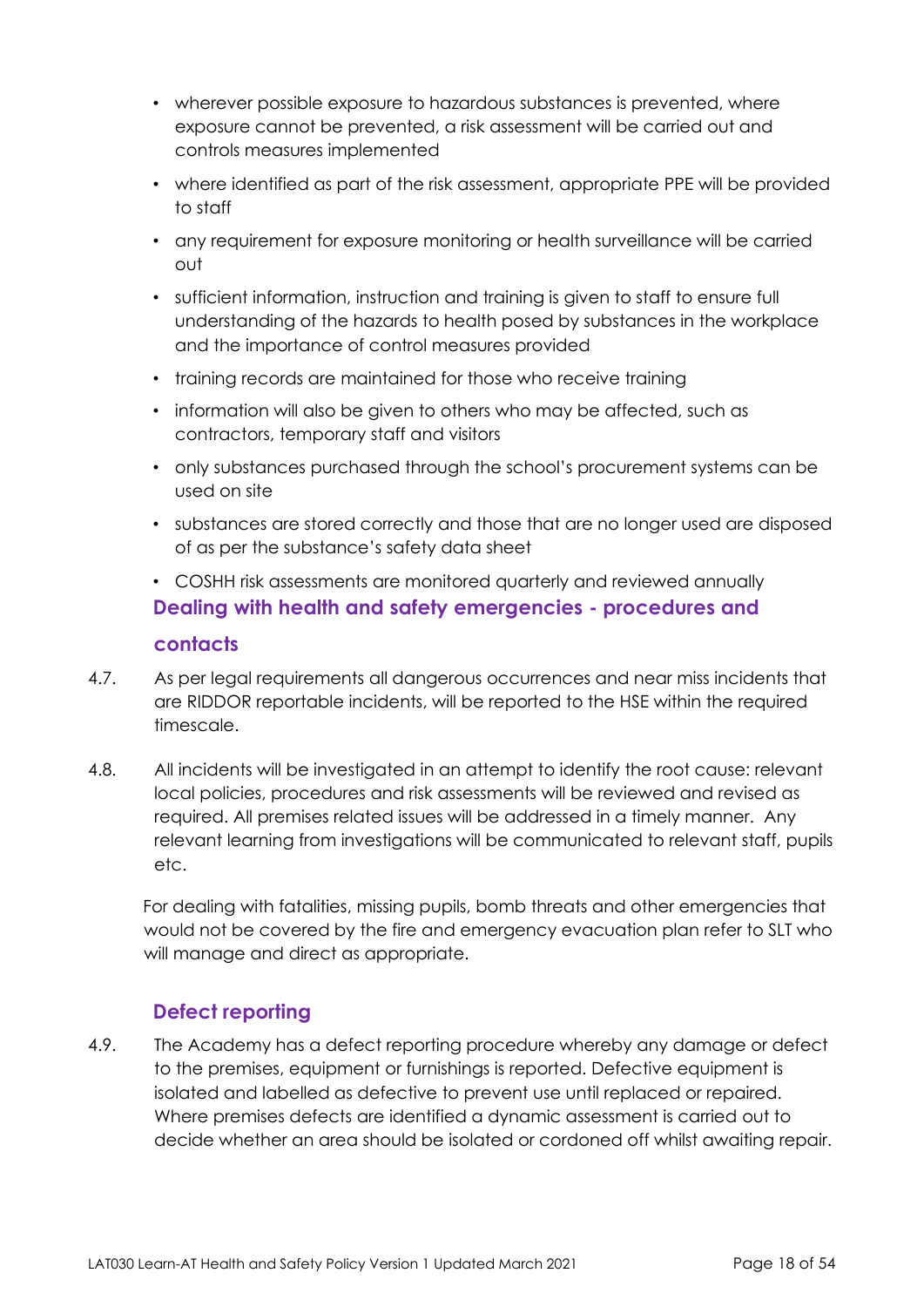- wherever possible exposure to hazardous substances is prevented, where exposure cannot be prevented, a risk assessment will be carried out and controls measures implemented
- where identified as part of the risk assessment, appropriate PPE will be provided to staff
- any requirement for exposure monitoring or health surveillance will be carried out
- sufficient information, instruction and training is given to staff to ensure full understanding of the hazards to health posed by substances in the workplace and the importance of control measures provided
- training records are maintained for those who receive training
- information will also be given to others who may be affected, such as contractors, temporary staff and visitors
- only substances purchased through the school's procurement systems can be used on site
- substances are stored correctly and those that are no longer used are disposed of as per the substance's safety data sheet
- COSHH risk assessments are monitored quarterly and reviewed annually

### Dealing with health and safety emergencies - procedures and contacts

4.7. As per legal requirements all dangerous occurrences and near miss incidents that are RIDDOR reportable incidents, will be reported to the HSE within the required timescale.

4.8. All incidents will be investigated in an attempt to identify the root cause: relevant local policies, procedures and risk assessments will be reviewed and revised as required. All premises related issues will be addressed in a timely manner. Any relevant learning from investigations will be communicated to relevant staff, pupils etc.

For dealing with fatalities, missing pupils, bomb threats and other emergencies that would not be covered by the fire and emergency evacuation plan refer to SLT who will manage and direct as appropriate.

### Defect reporting

4.9. The Academy has a defect reporting procedure whereby any damage or defect to the premises, equipment or furnishings is reported. Defective equipment is isolated and labelled as defective to prevent use until replaced or repaired. Where premises defects are identified a dynamic assessment is carried out to decide whether an area should be isolated or cordoned off whilst awaiting repair.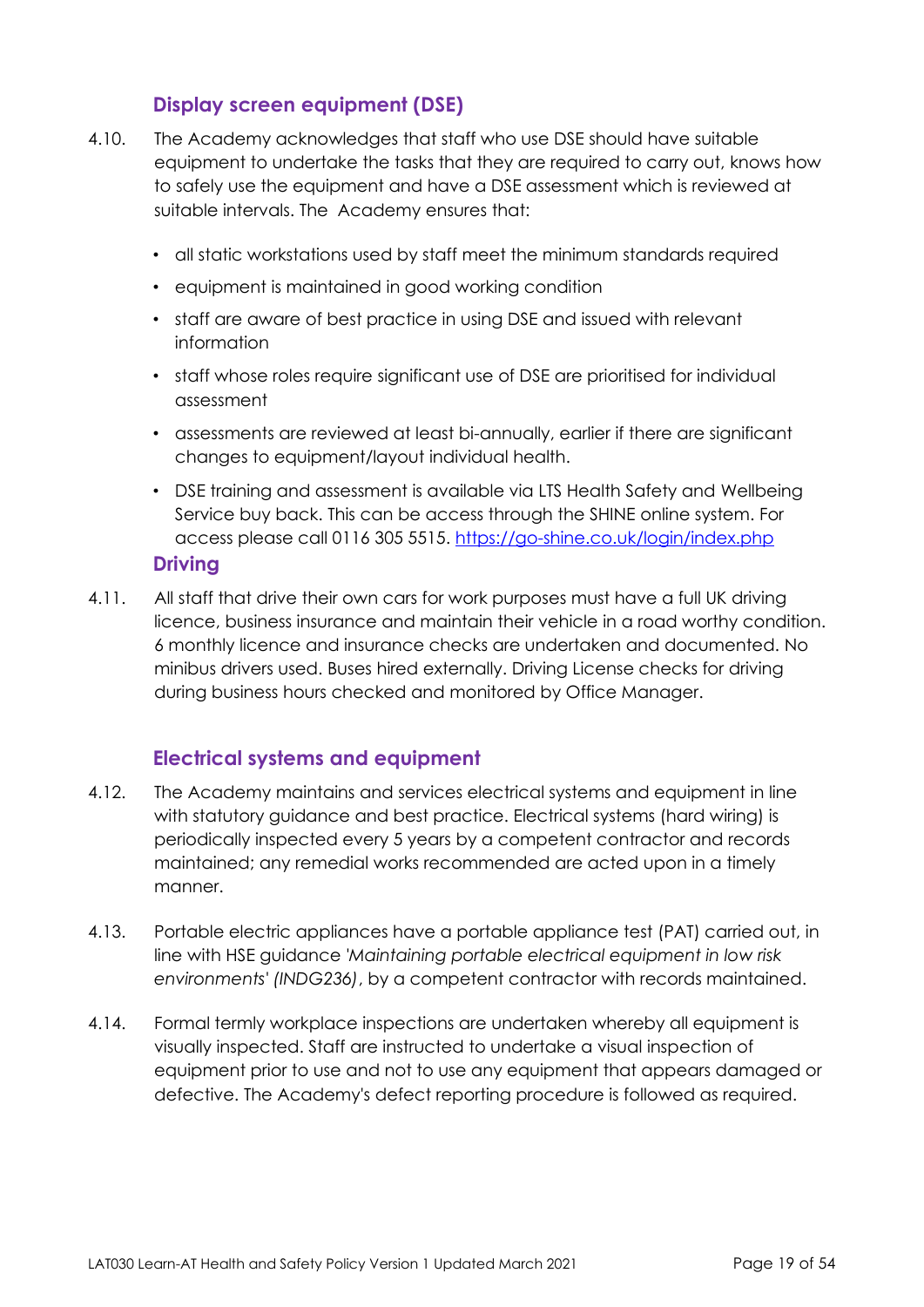### Display screen equipment (DSE)

4.10. The Academy acknowledges that staff who use DSE should have suitable equipment to undertake the tasks that they are required to carry out, knows how to safely use the equipment and have a DSE assessment which is reviewed at suitable intervals. The Academy ensures that:

- all static workstations used by staff meet the minimum standards required
- equipment is maintained in good working condition
- staff are aware of best practice in using DSE and issued with relevant information
- staff whose roles require significant use of DSE are prioritised for individual assessment
- assessments are reviewed at least bi-annually, earlier if there are significant changes to equipment/layout individual health.
- DSE training and assessment is available via LTS Health Safety and Wellbeing Service buy back. This can be access through the SHINE online system. For access please call 0116 305 5515. https://go-shine.co.uk/login/index.php

### Driving

4.11. All staff that drive their own cars for work purposes must have a full UK driving licence, business insurance and maintain their vehicle in a road worthy condition. 6 monthly licence and insurance checks are undertaken and documented. No minibus drivers used. Buses hired externally. Driving License checks for driving during business hours checked and monitored by Office Manager.

### Electrical systems and equipment

4.12. The Academy maintains and services electrical systems and equipment in line with statutory guidance and best practice. Electrical systems (hard wiring) is periodically inspected every 5 years by a competent contractor and records maintained; any remedial works recommended are acted upon in a timely manner.

4.13. Portable electric appliances have a portable appliance test (PAT) carried out, in line with HSE guidance *'Maintaining portable electrical equipment in low risk environments' (INDG236)*, by a competent contractor with records maintained.

4.14. Formal termly workplace inspections are undertaken whereby all equipment is visually inspected. Staff are instructed to undertake a visual inspection of equipment prior to use and not to use any equipment that appears damaged or defective. The Academy's defect reporting procedure is followed as required.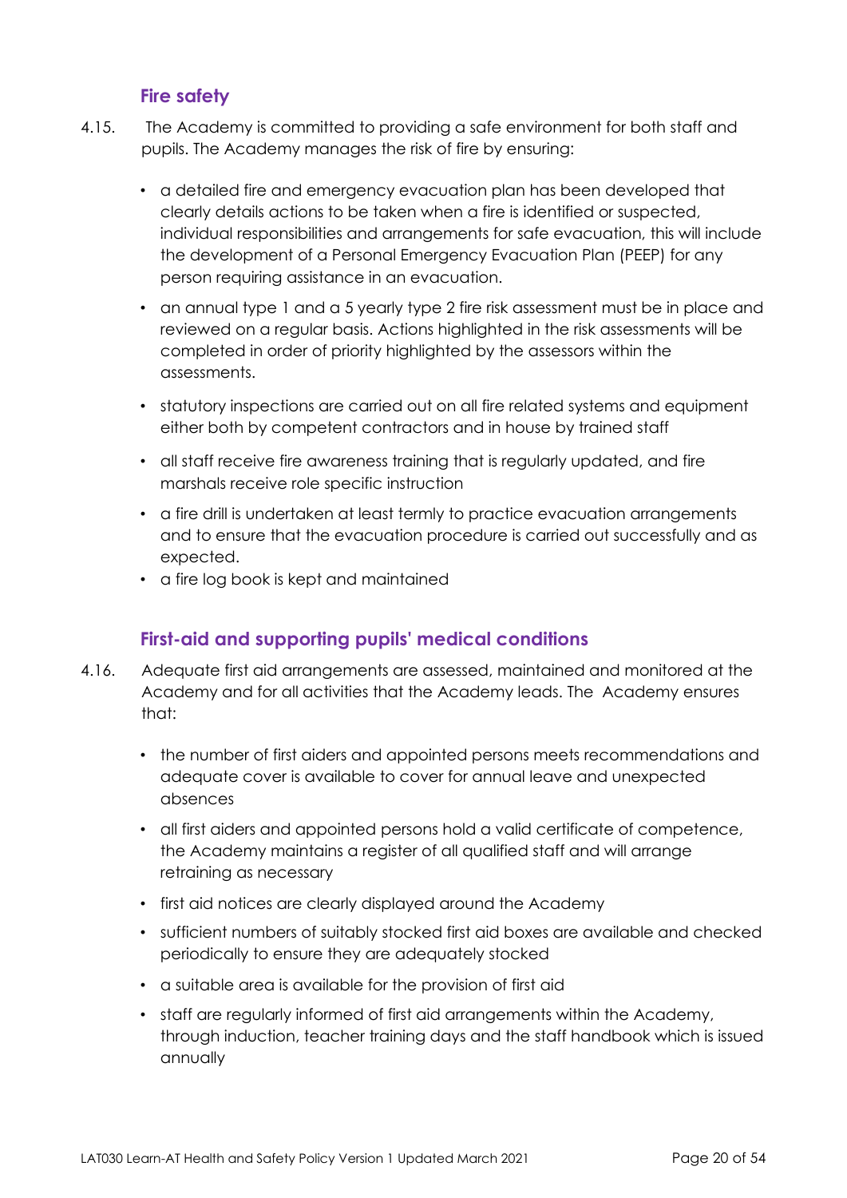### Fire safety

4.15. The Academy is committed to providing a safe environment for both staff and pupils. The Academy manages the risk of fire by ensuring:

- a detailed fire and emergency evacuation plan has been developed that clearly details actions to be taken when a fire is identified or suspected, individual responsibilities and arrangements for safe evacuation, this will include the development of a Personal Emergency Evacuation Plan (PEEP) for any person requiring assistance in an evacuation.
- an annual type 1 and a 5 yearly type 2 fire risk assessment must be in place and reviewed on a regular basis. Actions highlighted in the risk assessments will be completed in order of priority highlighted by the assessors within the assessments.
- statutory inspections are carried out on all fire related systems and equipment either both by competent contractors and in house by trained staff
- all staff receive fire awareness training that is regularly updated, and fire marshals receive role specific instruction
- a fire drill is undertaken at least termly to practice evacuation arrangements and to ensure that the evacuation procedure is carried out successfully and as expected.
- a fire log book is kept and maintained

### First-aid and supporting pupils' medical conditions

4.16. Adequate first aid arrangements are assessed, maintained and monitored at the Academy and for all activities that the Academy leads. The Academy ensures that:

- the number of first aiders and appointed persons meets recommendations and adequate cover is available to cover for annual leave and unexpected absences
- all first aiders and appointed persons hold a valid certificate of competence, the Academy maintains a register of all qualified staff and will arrange retraining as necessary
- first aid notices are clearly displayed around the Academy
- sufficient numbers of suitably stocked first aid boxes are available and checked periodically to ensure they are adequately stocked
- a suitable area is available for the provision of first aid
- staff are regularly informed of first aid arrangements within the Academy, through induction, teacher training days and the staff handbook which is issued annually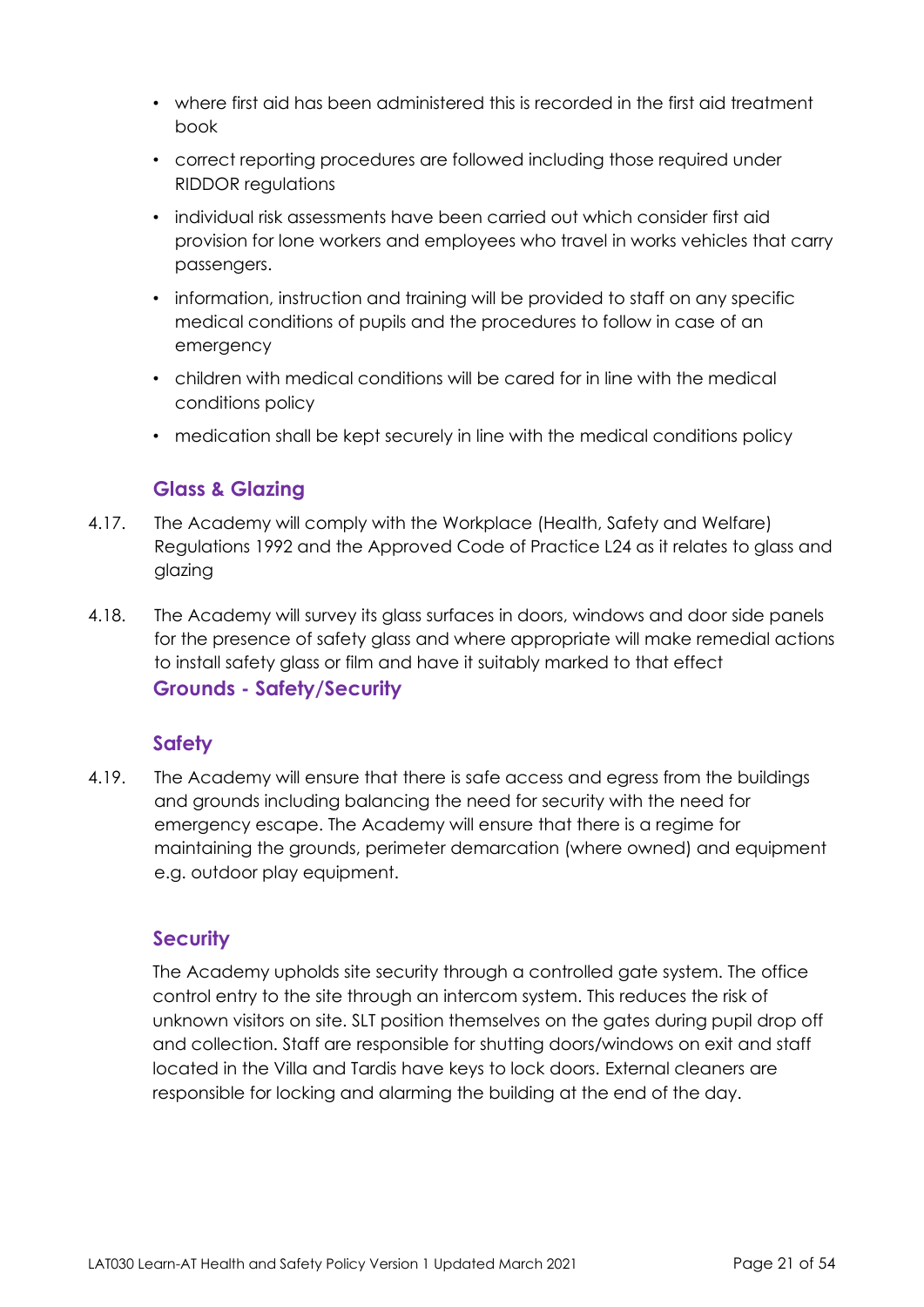- where first aid has been administered this is recorded in the first aid treatment book
- correct reporting procedures are followed including those required under RIDDOR regulations
- individual risk assessments have been carried out which consider first aid provision for lone workers and employees who travel in works vehicles that carry passengers.
- information, instruction and training will be provided to staff on any specific medical conditions of pupils and the procedures to follow in case of an emergency
- children with medical conditions will be cared for in line with the medical conditions policy
- medication shall be kept securely in line with the medical conditions policy

### Glass & Glazing

4.17. The Academy will comply with the Workplace (Health, Safety and Welfare) Regulations 1992 and the Approved Code of Practice L24 as it relates to glass and glazing

4.18. The Academy will survey its glass surfaces in doors, windows and door side panels for the presence of safety glass and where appropriate will make remedial actions to install safety glass or film and have it suitably marked to that effect

### Grounds - Safety/Security

### Safety

4.19. The Academy will ensure that there is safe access and egress from the buildings and grounds including balancing the need for security with the need for emergency escape. The Academy will ensure that there is a regime for maintaining the grounds, perimeter demarcation (where owned) and equipment e.g. outdoor play equipment.

### Security

The Academy upholds site security through a controlled gate system. The office control entry to the site through an intercom system. This reduces the risk of unknown visitors on site. SLT position themselves on the gates during pupil drop off and collection. Staff are responsible for shutting doors/windows on exit and staff located in the Villa and Tardis have keys to lock doors. External cleaners are responsible for locking and alarming the building at the end of the day.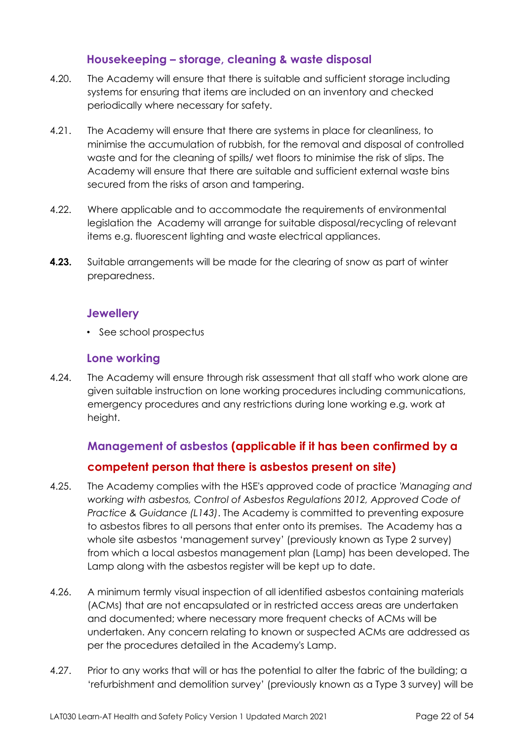### Housekeeping – storage, cleaning & waste disposal

4.20. The Academy will ensure that there is suitable and sufficient storage including systems for ensuring that items are included on an inventory and checked periodically where necessary for safety.

4.21. The Academy will ensure that there are systems in place for cleanliness, to minimise the accumulation of rubbish, for the removal and disposal of controlled waste and for the cleaning of spills/ wet floors to minimise the risk of slips. The Academy will ensure that there are suitable and sufficient external waste bins secured from the risks of arson and tampering.

4.22. Where applicable and to accommodate the requirements of environmental legislation the Academy will arrange for suitable disposal/recycling of relevant items e.g. fluorescent lighting and waste electrical appliances.

**4.23.** Suitable arrangements will be made for the clearing of snow as part of winter preparedness.

### Jewellery

- See school prospectus

### Lone working

4.24. The Academy will ensure through risk assessment that all staff who work alone are given suitable instruction on lone working procedures including communications, emergency procedures and any restrictions during lone working e.g. work at height.

### Management of asbestos (applicable if it has been confirmed by a competent person that there is asbestos present on site)

4.25. The Academy complies with the HSE's approved code of practice *'Managing and working with asbestos, Control of Asbestos Regulations 2012, Approved Code of Practice & Guidance (L143)*. The Academy is committed to preventing exposure to asbestos fibres to all persons that enter onto its premises. The Academy has a whole site asbestos 'management survey' (previously known as Type 2 survey) from which a local asbestos management plan (Lamp) has been developed. The Lamp along with the asbestos register will be kept up to date.

4.26. A minimum termly visual inspection of all identified asbestos containing materials (ACMs) that are not encapsulated or in restricted access areas are undertaken and documented; where necessary more frequent checks of ACMs will be undertaken. Any concern relating to known or suspected ACMs are addressed as per the procedures detailed in the Academy's Lamp.

4.27. Prior to any works that will or has the potential to alter the fabric of the building; a 'refurbishment and demolition survey' (previously known as a Type 3 survey) will be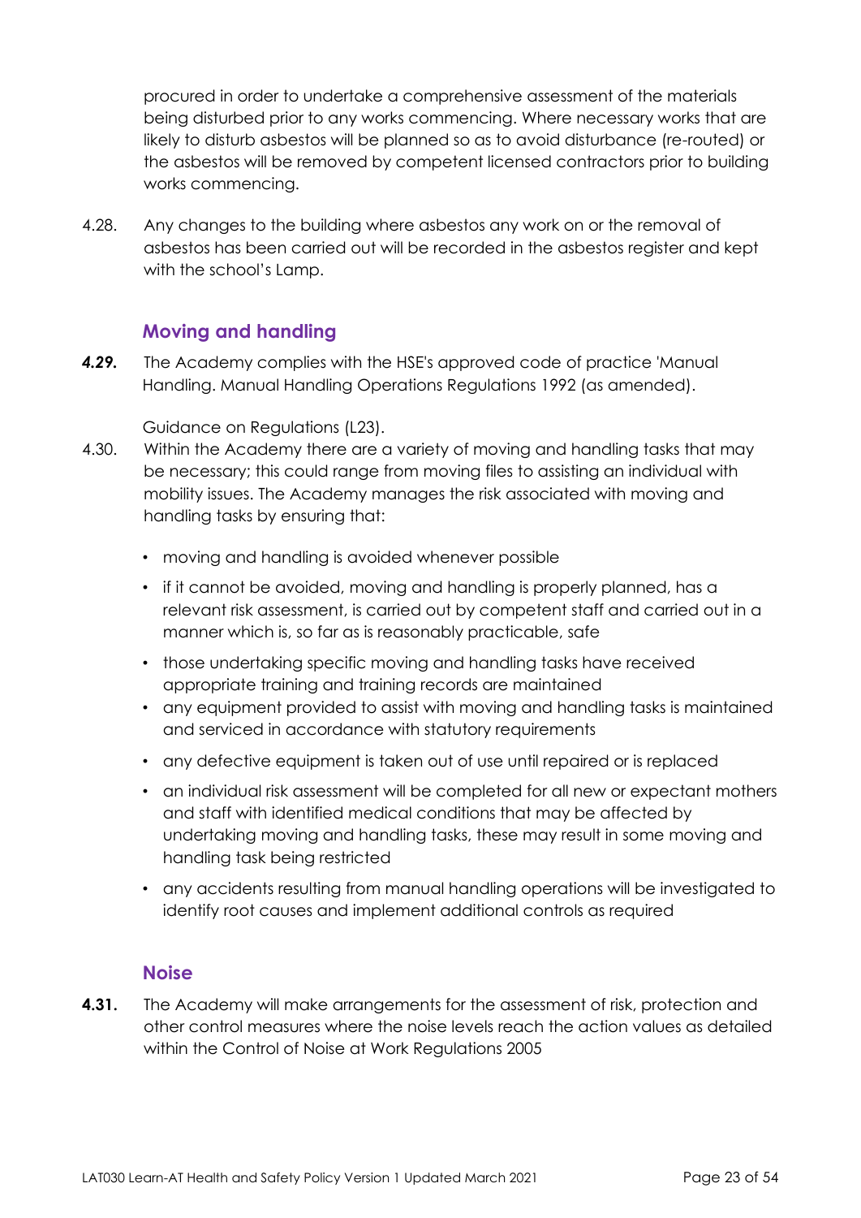procured in order to undertake a comprehensive assessment of the materials being disturbed prior to any works commencing. Where necessary works that are likely to disturb asbestos will be planned so as to avoid disturbance (re-routed) or the asbestos will be removed by competent licensed contractors prior to building works commencing.

4.28. Any changes to the building where asbestos any work on or the removal of asbestos has been carried out will be recorded in the asbestos register and kept with the school's Lamp.

### Moving and handling

***4.29.*** The Academy complies with the HSE's approved code of practice 'Manual Handling. Manual Handling Operations Regulations 1992 (as amended).

Guidance on Regulations (L23).

4.30. Within the Academy there are a variety of moving and handling tasks that may be necessary; this could range from moving files to assisting an individual with mobility issues. The Academy manages the risk associated with moving and handling tasks by ensuring that:

- moving and handling is avoided whenever possible
- if it cannot be avoided, moving and handling is properly planned, has a relevant risk assessment, is carried out by competent staff and carried out in a manner which is, so far as is reasonably practicable, safe
- those undertaking specific moving and handling tasks have received appropriate training and training records are maintained
- any equipment provided to assist with moving and handling tasks is maintained and serviced in accordance with statutory requirements
- any defective equipment is taken out of use until repaired or is replaced
- an individual risk assessment will be completed for all new or expectant mothers and staff with identified medical conditions that may be affected by undertaking moving and handling tasks, these may result in some moving and handling task being restricted
- any accidents resulting from manual handling operations will be investigated to identify root causes and implement additional controls as required

### Noise

**4.31.** The Academy will make arrangements for the assessment of risk, protection and other control measures where the noise levels reach the action values as detailed within the Control of Noise at Work Regulations 2005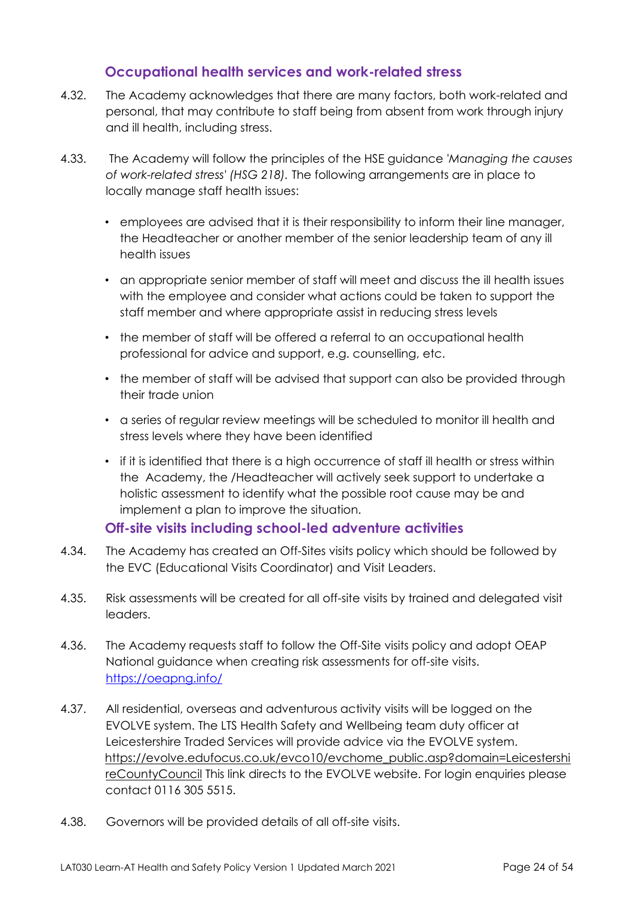### Occupational health services and work-related stress

4.32. The Academy acknowledges that there are many factors, both work-related and personal, that may contribute to staff being from absent from work through injury and ill health, including stress.

4.33. The Academy will follow the principles of the HSE guidance *'Managing the causes of work-related stress' (HSG 218).* The following arrangements are in place to locally manage staff health issues:

- employees are advised that it is their responsibility to inform their line manager, the Headteacher or another member of the senior leadership team of any ill health issues
- an appropriate senior member of staff will meet and discuss the ill health issues with the employee and consider what actions could be taken to support the staff member and where appropriate assist in reducing stress levels
- the member of staff will be offered a referral to an occupational health professional for advice and support, e.g. counselling, etc.
- the member of staff will be advised that support can also be provided through their trade union
- a series of regular review meetings will be scheduled to monitor ill health and stress levels where they have been identified
- if it is identified that there is a high occurrence of staff ill health or stress within the Academy, the /Headteacher will actively seek support to undertake a holistic assessment to identify what the possible root cause may be and implement a plan to improve the situation.

### Off-site visits including school-led adventure activities

4.34. The Academy has created an Off-Sites visits policy which should be followed by the EVC (Educational Visits Coordinator) and Visit Leaders.

4.35. Risk assessments will be created for all off-site visits by trained and delegated visit leaders.

4.36. The Academy requests staff to follow the Off-Site visits policy and adopt OEAP National guidance when creating risk assessments for off-site visits. [https://oeapng.info/](https://oeapng.info/)

4.37. All residential, overseas and adventurous activity visits will be logged on the EVOLVE system. The LTS Health Safety and Wellbeing team duty officer at Leicestershire Traded Services will provide advice via the EVOLVE system. [https://evolve.edufocus.co.uk/evco10/evchome_public.asp?domain=LeicestershireCountyCouncil](https://evolve.edufocus.co.uk/evco10/evchome_public.asp?domain=LeicestershireCountyCouncil) This link directs to the EVOLVE website. For login enquiries please contact 0116 305 5515.

4.38. Governors will be provided details of all off-site visits.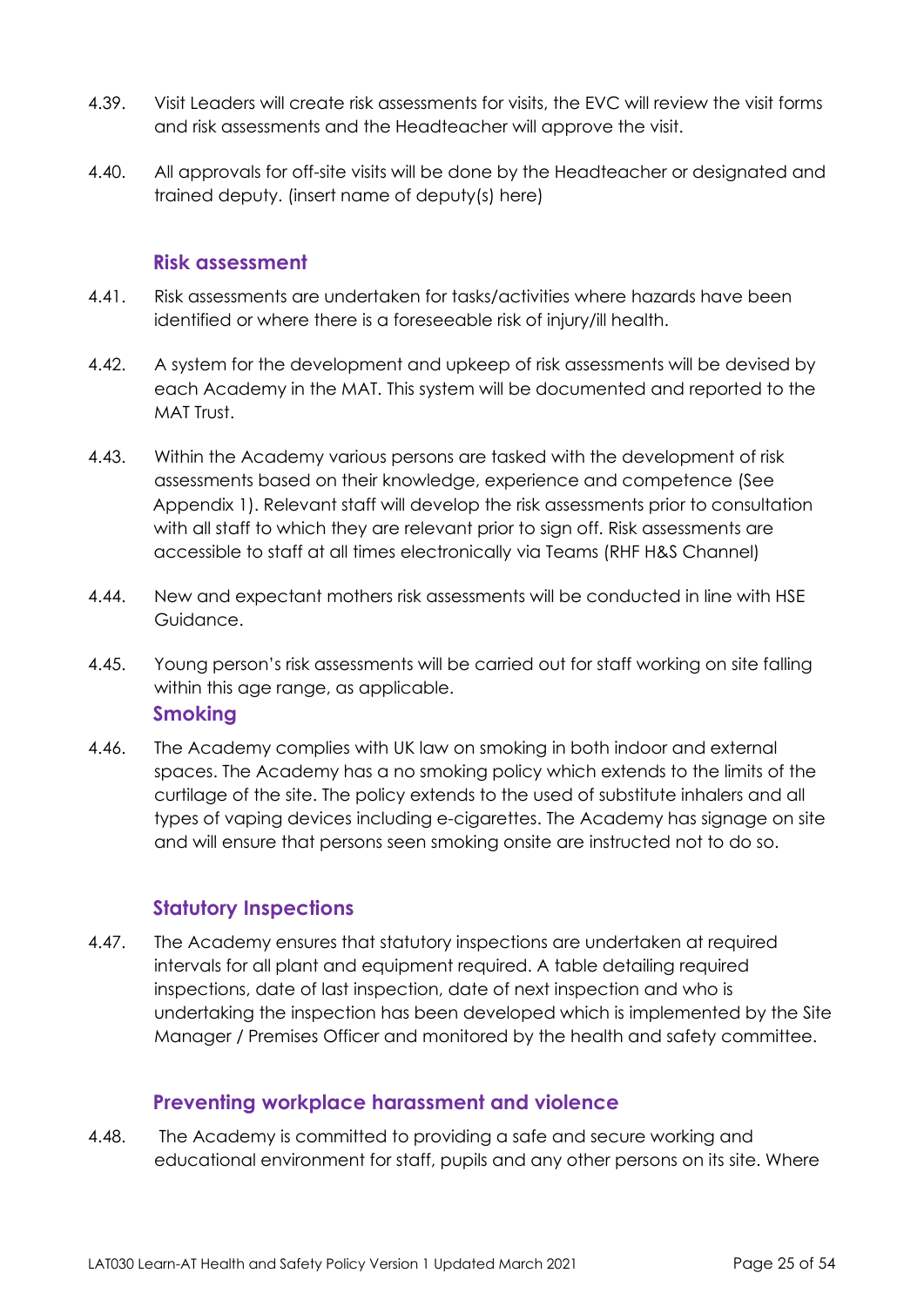4.39. Visit Leaders will create risk assessments for visits, the EVC will review the visit forms and risk assessments and the Headteacher will approve the visit.

4.40. All approvals for off-site visits will be done by the Headteacher or designated and trained deputy. (insert name of deputy(s) here)

### Risk assessment

4.41. Risk assessments are undertaken for tasks/activities where hazards have been identified or where there is a foreseeable risk of injury/ill health.

4.42. A system for the development and upkeep of risk assessments will be devised by each Academy in the MAT. This system will be documented and reported to the MAT Trust.

4.43. Within the Academy various persons are tasked with the development of risk assessments based on their knowledge, experience and competence (See Appendix 1). Relevant staff will develop the risk assessments prior to consultation with all staff to which they are relevant prior to sign off. Risk assessments are accessible to staff at all times electronically via Teams (RHF H&S Channel)

4.44. New and expectant mothers risk assessments will be conducted in line with HSE Guidance.

4.45. Young person's risk assessments will be carried out for staff working on site falling within this age range, as applicable.

### Smoking

4.46. The Academy complies with UK law on smoking in both indoor and external spaces. The Academy has a no smoking policy which extends to the limits of the curtilage of the site. The policy extends to the used of substitute inhalers and all types of vaping devices including e-cigarettes. The Academy has signage on site and will ensure that persons seen smoking onsite are instructed not to do so.

### Statutory Inspections

4.47. The Academy ensures that statutory inspections are undertaken at required intervals for all plant and equipment required. A table detailing required inspections, date of last inspection, date of next inspection and who is undertaking the inspection has been developed which is implemented by the Site Manager / Premises Officer and monitored by the health and safety committee.

### Preventing workplace harassment and violence

4.48. The Academy is committed to providing a safe and secure working and educational environment for staff, pupils and any other persons on its site. Where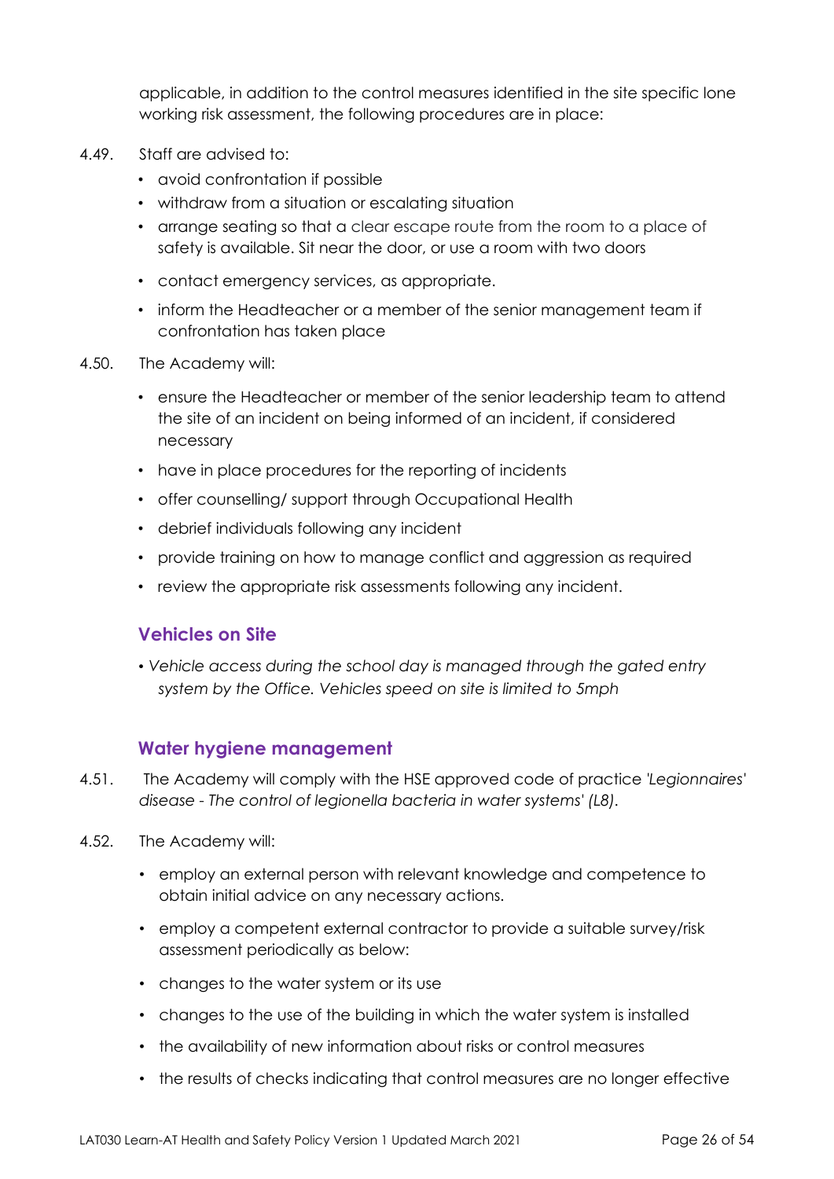applicable, in addition to the control measures identified in the site specific lone working risk assessment, the following procedures are in place:

4.49. Staff are advised to:

- avoid confrontation if possible
- withdraw from a situation or escalating situation
- arrange seating so that a clear escape route from the room to a place of safety is available. Sit near the door, or use a room with two doors
- contact emergency services, as appropriate.
- inform the Headteacher or a member of the senior management team if confrontation has taken place

4.50. The Academy will:

- ensure the Headteacher or member of the senior leadership team to attend the site of an incident on being informed of an incident, if considered necessary
- have in place procedures for the reporting of incidents
- offer counselling/ support through Occupational Health
- debrief individuals following any incident
- provide training on how to manage conflict and aggression as required
- review the appropriate risk assessments following any incident.

### Vehicles on Site

- *Vehicle access during the school day is managed through the gated entry system by the Office. Vehicles speed on site is limited to 5mph*

### Water hygiene management

4.51. The Academy will comply with the HSE approved code of practice *'Legionnaires' disease - The control of legionella bacteria in water systems' (L8).*

4.52. The Academy will:

- employ an external person with relevant knowledge and competence to obtain initial advice on any necessary actions.
- employ a competent external contractor to provide a suitable survey/risk assessment periodically as below:
- changes to the water system or its use
- changes to the use of the building in which the water system is installed
- the availability of new information about risks or control measures
- the results of checks indicating that control measures are no longer effective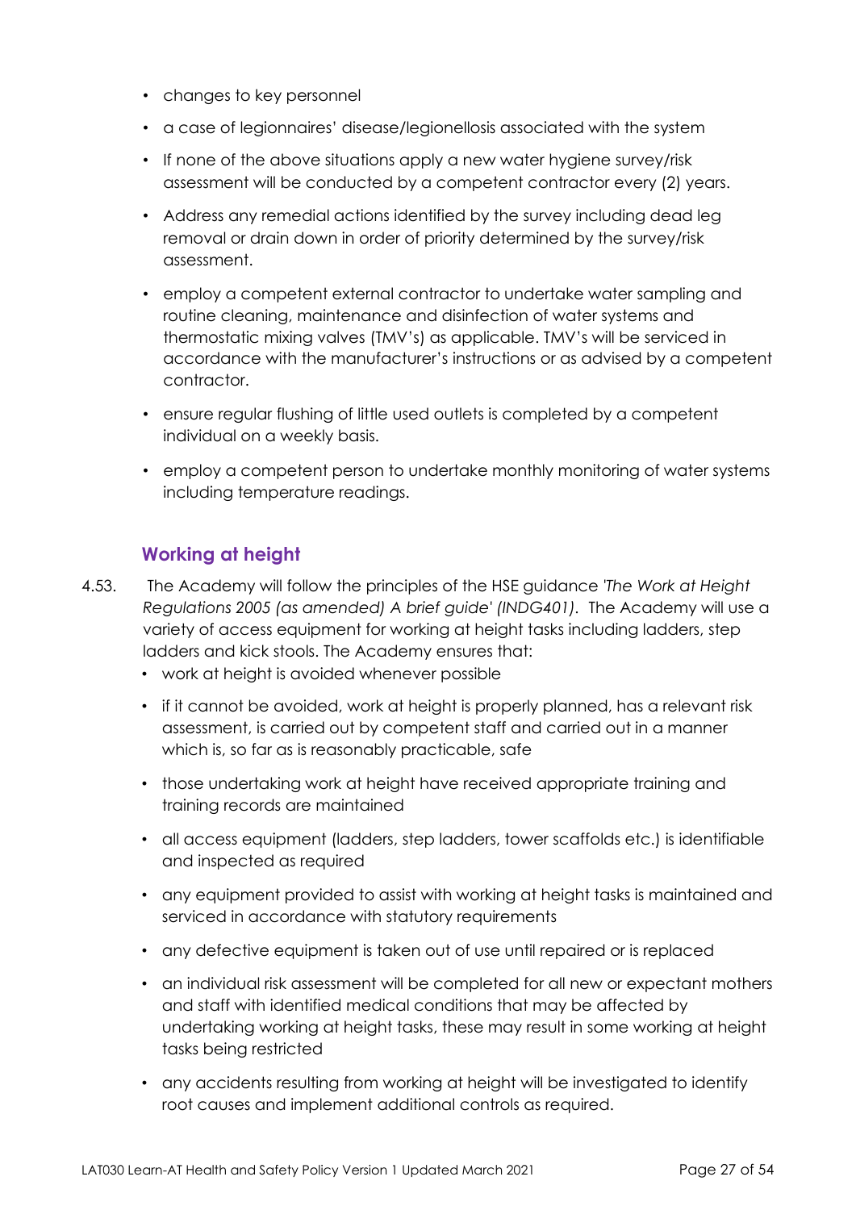- changes to key personnel
- a case of legionnaires' disease/legionellosis associated with the system
- If none of the above situations apply a new water hygiene survey/risk assessment will be conducted by a competent contractor every (2) years.
- Address any remedial actions identified by the survey including dead leg removal or drain down in order of priority determined by the survey/risk assessment.
- employ a competent external contractor to undertake water sampling and routine cleaning, maintenance and disinfection of water systems and thermostatic mixing valves (TMV's) as applicable. TMV's will be serviced in accordance with the manufacturer's instructions or as advised by a competent contractor.
- ensure regular flushing of little used outlets is completed by a competent individual on a weekly basis.
- employ a competent person to undertake monthly monitoring of water systems including temperature readings.

## Working at height

4.53. The Academy will follow the principles of the HSE guidance *'The Work at Height Regulations 2005 (as amended) A brief guide' (INDG401)*. The Academy will use a variety of access equipment for working at height tasks including ladders, step ladders and kick stools. The Academy ensures that:

- work at height is avoided whenever possible
- if it cannot be avoided, work at height is properly planned, has a relevant risk assessment, is carried out by competent staff and carried out in a manner which is, so far as is reasonably practicable, safe
- those undertaking work at height have received appropriate training and training records are maintained
- all access equipment (ladders, step ladders, tower scaffolds etc.) is identifiable and inspected as required
- any equipment provided to assist with working at height tasks is maintained and serviced in accordance with statutory requirements
- any defective equipment is taken out of use until repaired or is replaced
- an individual risk assessment will be completed for all new or expectant mothers and staff with identified medical conditions that may be affected by undertaking working at height tasks, these may result in some working at height tasks being restricted
- any accidents resulting from working at height will be investigated to identify root causes and implement additional controls as required.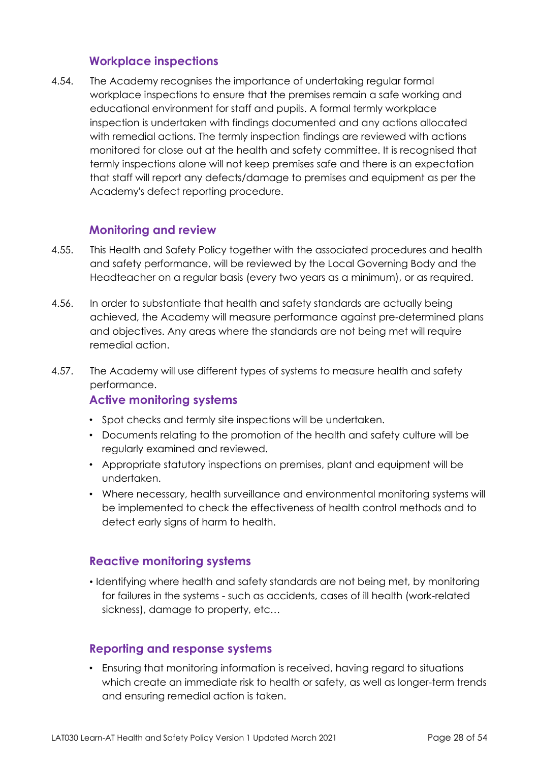### Workplace inspections

4.54. The Academy recognises the importance of undertaking regular formal workplace inspections to ensure that the premises remain a safe working and educational environment for staff and pupils. A formal termly workplace inspection is undertaken with findings documented and any actions allocated with remedial actions. The termly inspection findings are reviewed with actions monitored for close out at the health and safety committee. It is recognised that termly inspections alone will not keep premises safe and there is an expectation that staff will report any defects/damage to premises and equipment as per the Academy's defect reporting procedure.

### Monitoring and review

4.55. This Health and Safety Policy together with the associated procedures and health and safety performance, will be reviewed by the Local Governing Body and the Headteacher on a regular basis (every two years as a minimum), or as required.

4.56. In order to substantiate that health and safety standards are actually being achieved, the Academy will measure performance against pre-determined plans and objectives. Any areas where the standards are not being met will require remedial action.

4.57. The Academy will use different types of systems to measure health and safety performance.

### Active monitoring systems

- Spot checks and termly site inspections will be undertaken.
- Documents relating to the promotion of the health and safety culture will be regularly examined and reviewed.
- Appropriate statutory inspections on premises, plant and equipment will be undertaken.
- Where necessary, health surveillance and environmental monitoring systems will be implemented to check the effectiveness of health control methods and to detect early signs of harm to health.

### Reactive monitoring systems

- Identifying where health and safety standards are not being met, by monitoring for failures in the systems - such as accidents, cases of ill health (work-related sickness), damage to property, etc…

### Reporting and response systems

- Ensuring that monitoring information is received, having regard to situations which create an immediate risk to health or safety, as well as longer-term trends and ensuring remedial action is taken.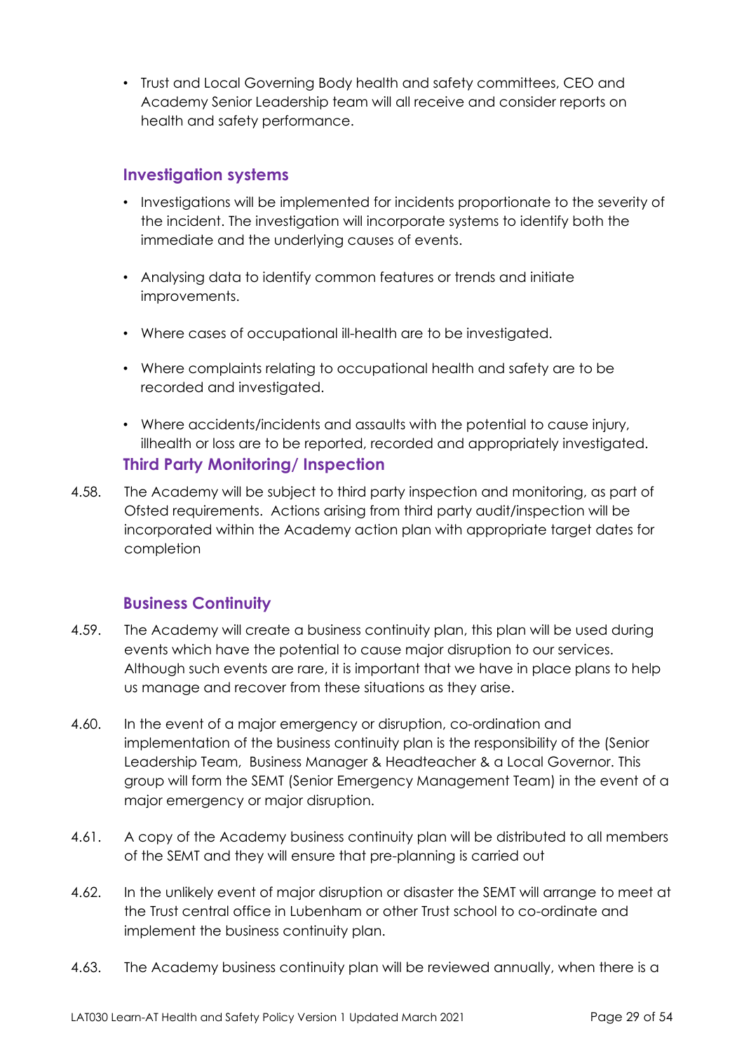- Trust and Local Governing Body health and safety committees, CEO and Academy Senior Leadership team will all receive and consider reports on health and safety performance.

### Investigation systems

- Investigations will be implemented for incidents proportionate to the severity of the incident. The investigation will incorporate systems to identify both the immediate and the underlying causes of events.
- Analysing data to identify common features or trends and initiate improvements.
- Where cases of occupational ill-health are to be investigated.
- Where complaints relating to occupational health and safety are to be recorded and investigated.
- Where accidents/incidents and assaults with the potential to cause injury, illhealth or loss are to be reported, recorded and appropriately investigated.

### Third Party Monitoring/ Inspection

4.58. The Academy will be subject to third party inspection and monitoring, as part of Ofsted requirements. Actions arising from third party audit/inspection will be incorporated within the Academy action plan with appropriate target dates for completion

### Business Continuity

4.59. The Academy will create a business continuity plan, this plan will be used during events which have the potential to cause major disruption to our services. Although such events are rare, it is important that we have in place plans to help us manage and recover from these situations as they arise.

4.60. In the event of a major emergency or disruption, co-ordination and implementation of the business continuity plan is the responsibility of the (Senior Leadership Team, Business Manager & Headteacher & a Local Governor. This group will form the SEMT (Senior Emergency Management Team) in the event of a major emergency or major disruption.

4.61. A copy of the Academy business continuity plan will be distributed to all members of the SEMT and they will ensure that pre-planning is carried out

4.62. In the unlikely event of major disruption or disaster the SEMT will arrange to meet at the Trust central office in Lubenham or other Trust school to co-ordinate and implement the business continuity plan.

4.63. The Academy business continuity plan will be reviewed annually, when there is a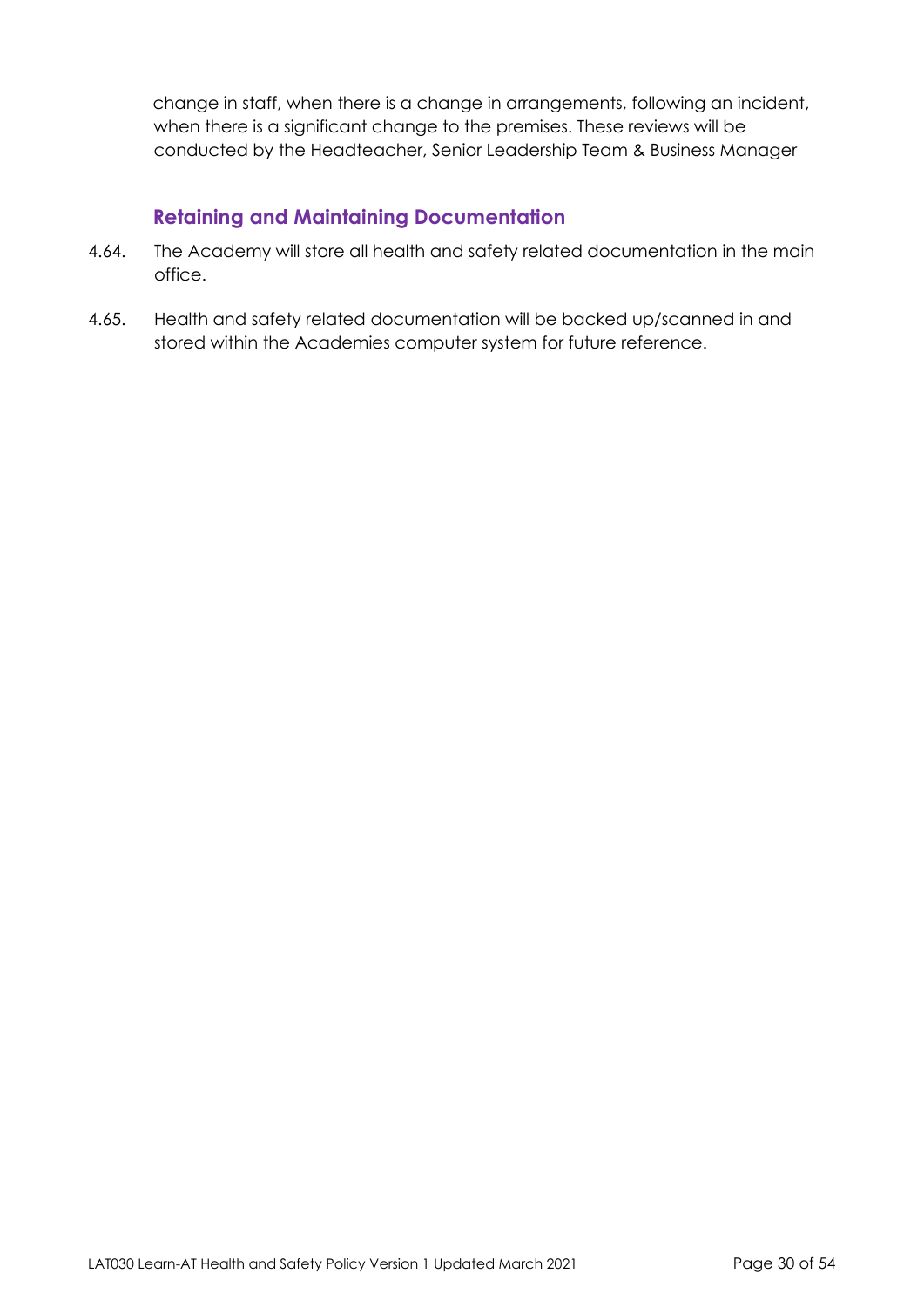change in staff, when there is a change in arrangements, following an incident, when there is a significant change to the premises. These reviews will be conducted by the Headteacher, Senior Leadership Team & Business Manager

### Retaining and Maintaining Documentation

4.64. The Academy will store all health and safety related documentation in the main office.

4.65. Health and safety related documentation will be backed up/scanned in and stored within the Academies computer system for future reference.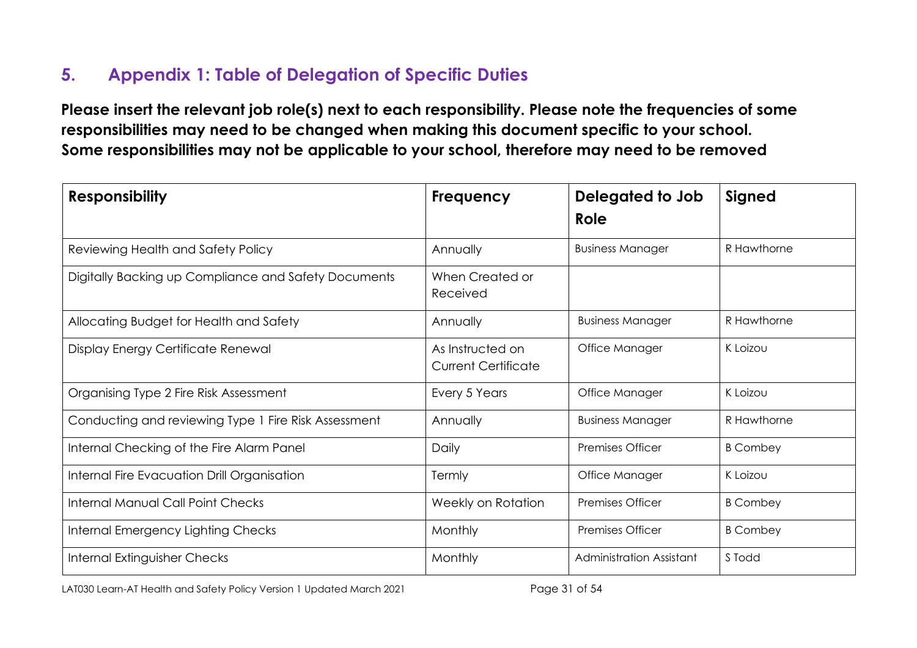## 5. Appendix 1: Table of Delegation of Specific Duties

**Please insert the relevant job role(s) next to each responsibility. Please note the frequencies of some responsibilities may need to be changed when making this document specific to your school. Some responsibilities may not be applicable to your school, therefore may need to be removed**

| Responsibility | Frequency | Delegated to Job Role | Signed |
|---|---|---|---|
| Reviewing Health and Safety Policy | Annually | Business Manager | R Hawthorne |
| Digitally Backing up Compliance and Safety Documents | When Created or Received | | |
| Allocating Budget for Health and Safety | Annually | Business Manager | R Hawthorne |
| Display Energy Certificate Renewal | As Instructed on Current Certificate | Office Manager | K Loizou |
| Organising Type 2 Fire Risk Assessment | Every 5 Years | Office Manager | K Loizou |
| Conducting and reviewing Type 1 Fire Risk Assessment | Annually | Business Manager | R Hawthorne |
| Internal Checking of the Fire Alarm Panel | Daily | Premises Officer | B Combey |
| Internal Fire Evacuation Drill Organisation | Termly | Office Manager | K Loizou |
| Internal Manual Call Point Checks | Weekly on Rotation | Premises Officer | B Combey |
| Internal Emergency Lighting Checks | Monthly | Premises Officer | B Combey |
| Internal Extinguisher Checks | Monthly | Administration Assistant | S Todd |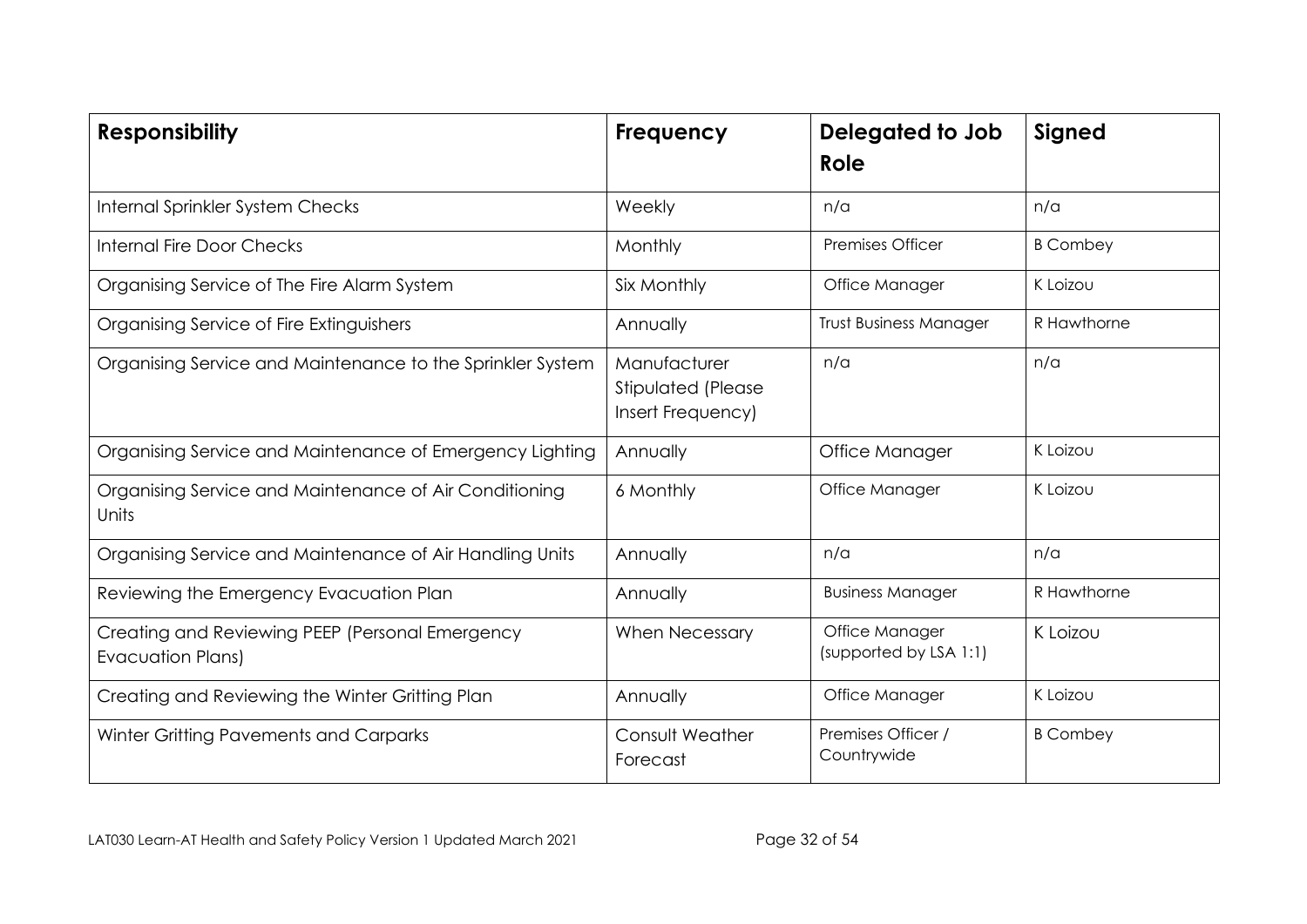| **Responsibility** | **Frequency** | **Delegated to Job Role** | **Signed** |
|---|---|---|---|
| Internal Sprinkler System Checks | Weekly | n/a | n/a |
| Internal Fire Door Checks | Monthly | Premises Officer | B Combey |
| Organising Service of The Fire Alarm System | Six Monthly | Office Manager | K Loizou |
| Organising Service of Fire Extinguishers | Annually | Trust Business Manager | R Hawthorne |
| Organising Service and Maintenance to the Sprinkler System | Manufacturer Stipulated (Please Insert Frequency) | n/a | n/a |
| Organising Service and Maintenance of Emergency Lighting | Annually | Office Manager | K Loizou |
| Organising Service and Maintenance of Air Conditioning Units | 6 Monthly | Office Manager | K Loizou |
| Organising Service and Maintenance of Air Handling Units | Annually | n/a | n/a |
| Reviewing the Emergency Evacuation Plan | Annually | Business Manager | R Hawthorne |
| Creating and Reviewing PEEP (Personal Emergency Evacuation Plans) | When Necessary | Office Manager (supported by LSA 1:1) | K Loizou |
| Creating and Reviewing the Winter Gritting Plan | Annually | Office Manager | K Loizou |
| Winter Gritting Pavements and Carparks | Consult Weather Forecast | Premises Officer / Countrywide | B Combey |

LAT030 Learn-AT Health and Safety Policy Version 1 Updated March 2021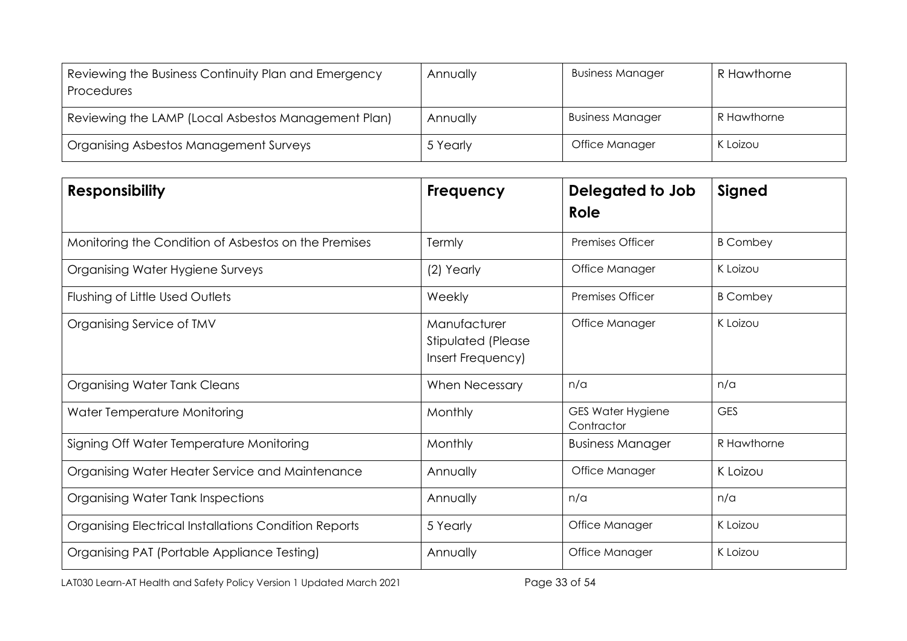| Reviewing the Business Continuity Plan and Emergency Procedures | Annually | Business Manager | R Hawthorne |
|---|---|---|---|
| Reviewing the LAMP (Local Asbestos Management Plan) | Annually | Business Manager | R Hawthorne |
| Organising Asbestos Management Surveys | 5 Yearly | Office Manager | K Loizou |

| **Responsibility** | **Frequency** | **Delegated to Job Role** | **Signed** |
|---|---|---|---|
| Monitoring the Condition of Asbestos on the Premises | Termly | Premises Officer | B Combey |
| Organising Water Hygiene Surveys | (2) Yearly | Office Manager | K Loizou |
| Flushing of Little Used Outlets | Weekly | Premises Officer | B Combey |
| Organising Service of TMV | Manufacturer Stipulated (Please Insert Frequency) | Office Manager | K Loizou |
| Organising Water Tank Cleans | When Necessary | n/a | n/a |
| Water Temperature Monitoring | Monthly | GES Water Hygiene Contractor | GES |
| Signing Off Water Temperature Monitoring | Monthly | Business Manager | R Hawthorne |
| Organising Water Heater Service and Maintenance | Annually | Office Manager | K Loizou |
| Organising Water Tank Inspections | Annually | n/a | n/a |
| Organising Electrical Installations Condition Reports | 5 Yearly | Office Manager | K Loizou |
| Organising PAT (Portable Appliance Testing) | Annually | Office Manager | K Loizou |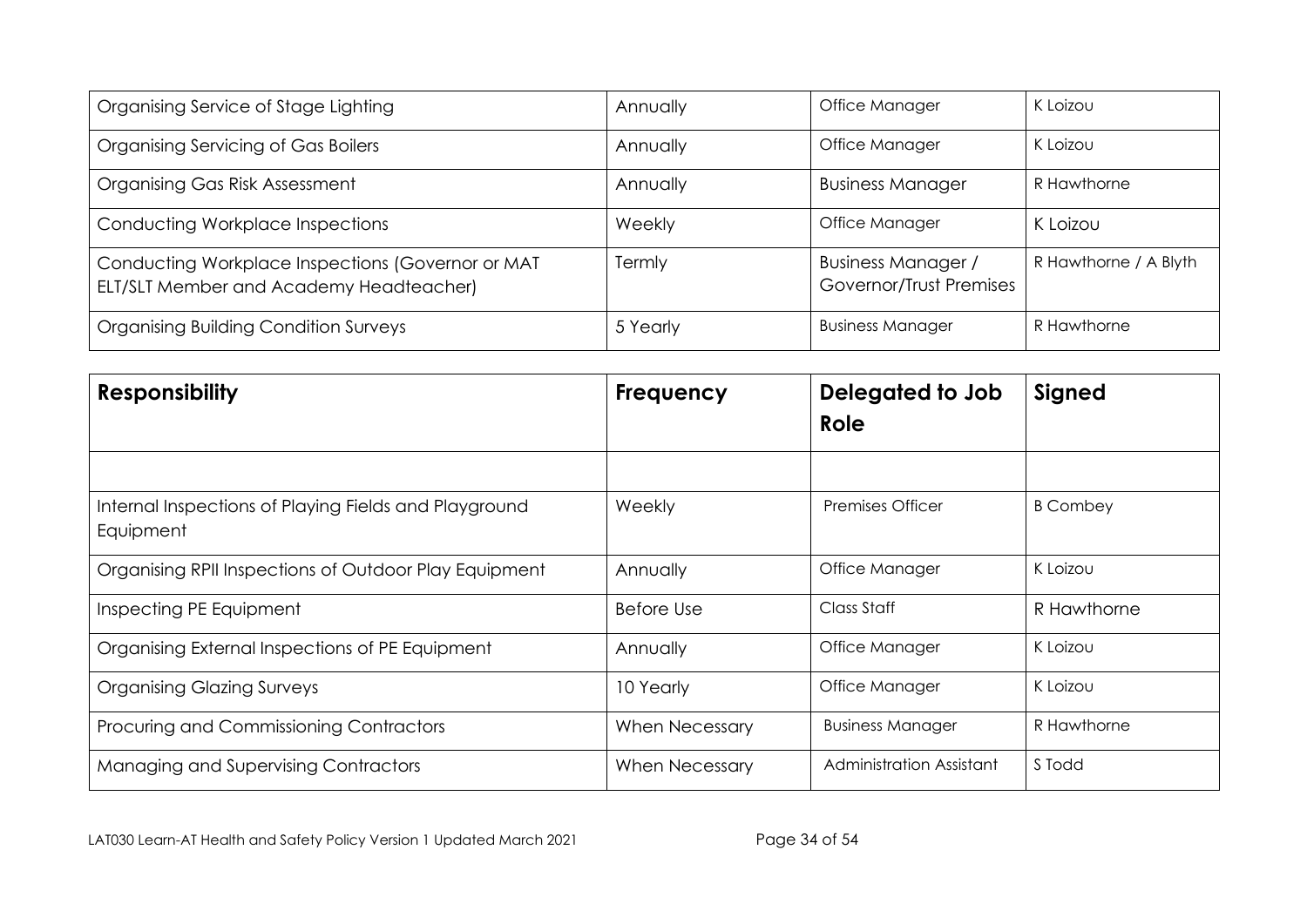| Organising Service of Stage Lighting | Annually | Office Manager | K Loizou |
|---|---|---|---|
| Organising Servicing of Gas Boilers | Annually | Office Manager | K Loizou |
| Organising Gas Risk Assessment | Annually | Business Manager | R Hawthorne |
| Conducting Workplace Inspections | Weekly | Office Manager | K Loizou |
| Conducting Workplace Inspections (Governor or MAT ELT/SLT Member and Academy Headteacher) | Termly | Business Manager / Governor/Trust Premises | R Hawthorne / A Blyth |
| Organising Building Condition Surveys | 5 Yearly | Business Manager | R Hawthorne |

| **Responsibility** | **Frequency** | **Delegated to Job Role** | **Signed** |
|---|---|---|---|
| | | | |
| Internal Inspections of Playing Fields and Playground Equipment | Weekly | Premises Officer | B Combey |
| Organising RPII Inspections of Outdoor Play Equipment | Annually | Office Manager | K Loizou |
| Inspecting PE Equipment | Before Use | Class Staff | R Hawthorne |
| Organising External Inspections of PE Equipment | Annually | Office Manager | K Loizou |
| Organising Glazing Surveys | 10 Yearly | Office Manager | K Loizou |
| Procuring and Commissioning Contractors | When Necessary | Business Manager | R Hawthorne |
| Managing and Supervising Contractors | When Necessary | Administration Assistant | S Todd |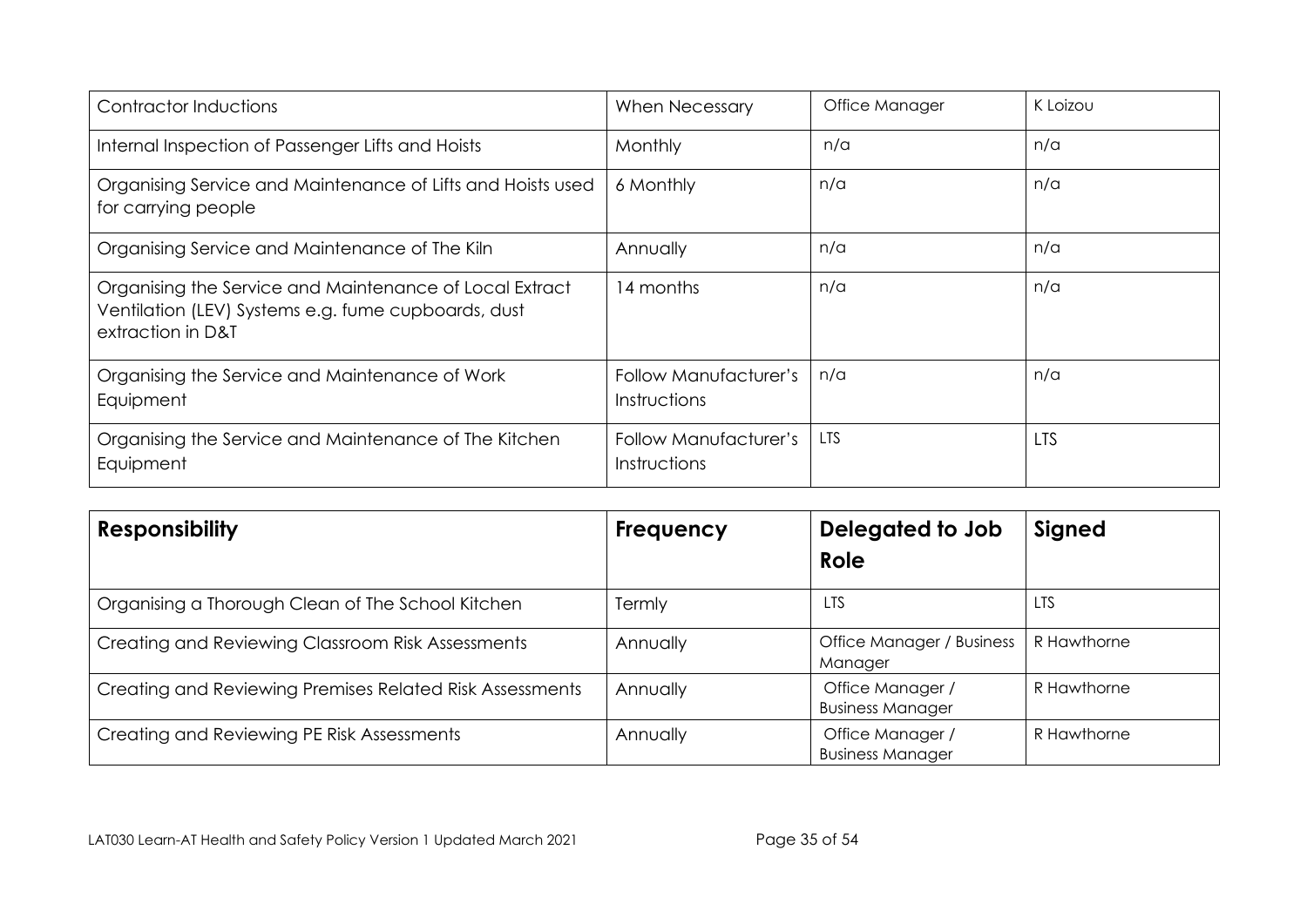| Contractor Inductions | When Necessary | Office Manager | K Loizou |
|---|---|---|---|
| Internal Inspection of Passenger Lifts and Hoists | Monthly | n/a | n/a |
| Organising Service and Maintenance of Lifts and Hoists used for carrying people | 6 Monthly | n/a | n/a |
| Organising Service and Maintenance of The Kiln | Annually | n/a | n/a |
| Organising the Service and Maintenance of Local Extract Ventilation (LEV) Systems e.g. fume cupboards, dust extraction in D&T | 14 months | n/a | n/a |
| Organising the Service and Maintenance of Work Equipment | Follow Manufacturer's Instructions | n/a | n/a |
| Organising the Service and Maintenance of The Kitchen Equipment | Follow Manufacturer's Instructions | LTS | LTS |

| **Responsibility** | **Frequency** | **Delegated to Job Role** | **Signed** |
|---|---|---|---|
| Organising a Thorough Clean of The School Kitchen | Termly | LTS | LTS |
| Creating and Reviewing Classroom Risk Assessments | Annually | Office Manager / Business Manager | R Hawthorne |
| Creating and Reviewing Premises Related Risk Assessments | Annually | Office Manager / Business Manager | R Hawthorne |
| Creating and Reviewing PE Risk Assessments | Annually | Office Manager / Business Manager | R Hawthorne |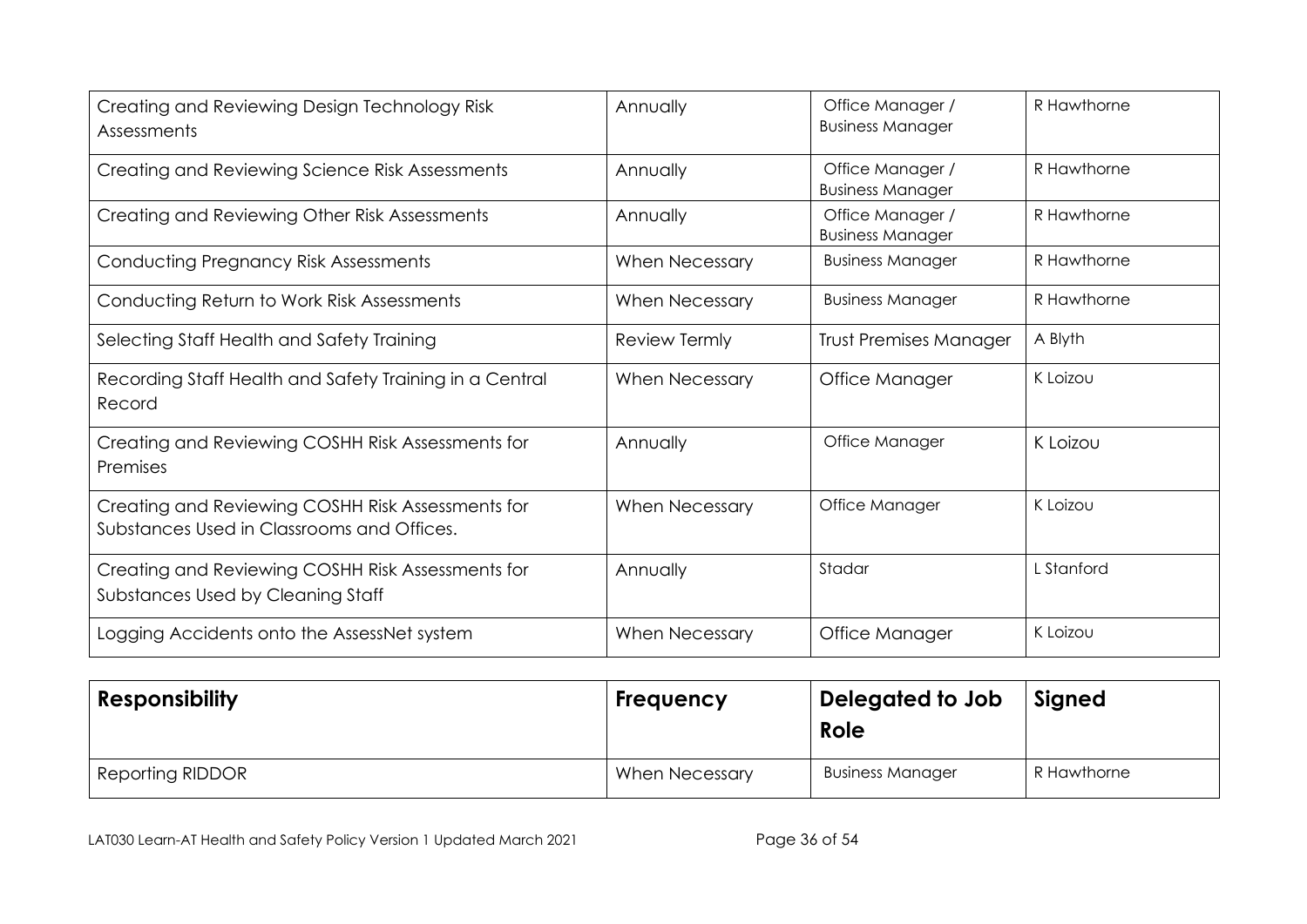| | | | |
|---|---|---|---|
| Creating and Reviewing Design Technology Risk Assessments | Annually | Office Manager / Business Manager | R Hawthorne |
| Creating and Reviewing Science Risk Assessments | Annually | Office Manager / Business Manager | R Hawthorne |
| Creating and Reviewing Other Risk Assessments | Annually | Office Manager / Business Manager | R Hawthorne |
| Conducting Pregnancy Risk Assessments | When Necessary | Business Manager | R Hawthorne |
| Conducting Return to Work Risk Assessments | When Necessary | Business Manager | R Hawthorne |
| Selecting Staff Health and Safety Training | Review Termly | Trust Premises Manager | A Blyth |
| Recording Staff Health and Safety Training in a Central Record | When Necessary | Office Manager | K Loizou |
| Creating and Reviewing COSHH Risk Assessments for Premises | Annually | Office Manager | K Loizou |
| Creating and Reviewing COSHH Risk Assessments for Substances Used in Classrooms and Offices. | When Necessary | Office Manager | K Loizou |
| Creating and Reviewing COSHH Risk Assessments for Substances Used by Cleaning Staff | Annually | Stadar | L Stanford |
| Logging Accidents onto the AssessNet system | When Necessary | Office Manager | K Loizou |

| **Responsibility** | **Frequency** | **Delegated to Job Role** | **Signed** |
|---|---|---|---|
| Reporting RIDDOR | When Necessary | Business Manager | R Hawthorne |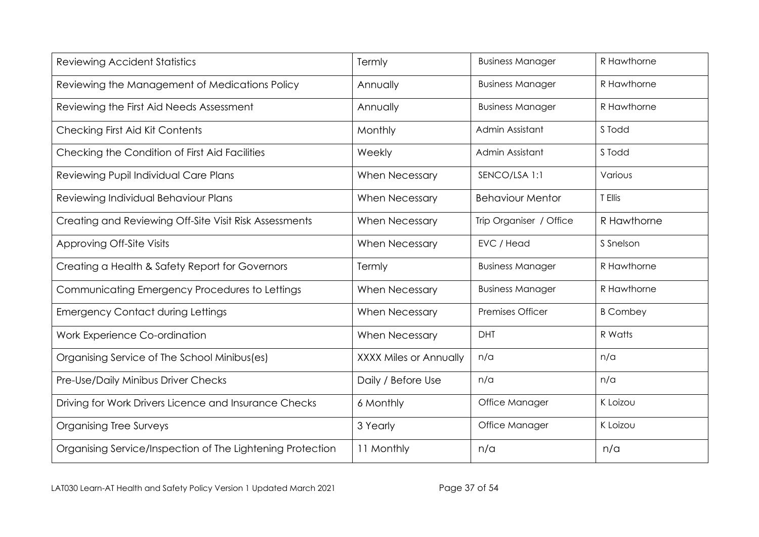| Reviewing Accident Statistics | Termly | Business Manager | R Hawthorne |
|---|---|---|---|
| Reviewing the Management of Medications Policy | Annually | Business Manager | R Hawthorne |
| Reviewing the First Aid Needs Assessment | Annually | Business Manager | R Hawthorne |
| Checking First Aid Kit Contents | Monthly | Admin Assistant | S Todd |
| Checking the Condition of First Aid Facilities | Weekly | Admin Assistant | S Todd |
| Reviewing Pupil Individual Care Plans | When Necessary | SENCO/LSA 1:1 | Various |
| Reviewing Individual Behaviour Plans | When Necessary | Behaviour Mentor | T Ellis |
| Creating and Reviewing Off-Site Visit Risk Assessments | When Necessary | Trip Organiser / Office | R Hawthorne |
| Approving Off-Site Visits | When Necessary | EVC / Head | S Snelson |
| Creating a Health & Safety Report for Governors | Termly | Business Manager | R Hawthorne |
| Communicating Emergency Procedures to Lettings | When Necessary | Business Manager | R Hawthorne |
| Emergency Contact during Lettings | When Necessary | Premises Officer | B Combey |
| Work Experience Co-ordination | When Necessary | DHT | R Watts |
| Organising Service of The School Minibus(es) | XXXX Miles or Annually | n/a | n/a |
| Pre-Use/Daily Minibus Driver Checks | Daily / Before Use | n/a | n/a |
| Driving for Work Drivers Licence and Insurance Checks | 6 Monthly | Office Manager | K Loizou |
| Organising Tree Surveys | 3 Yearly | Office Manager | K Loizou |
| Organising Service/Inspection of The Lightening Protection | 11 Monthly | n/a | n/a |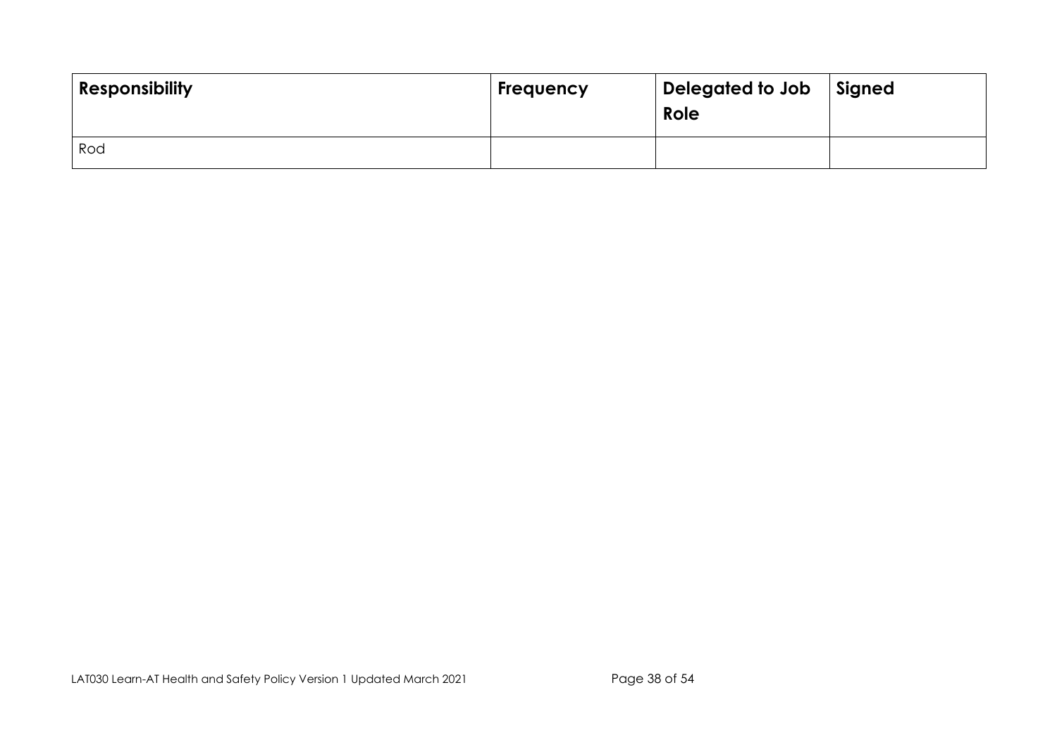| Responsibility | Frequency | Delegated to Job Role | Signed |
|---|---|---|---|
| Rod | | | |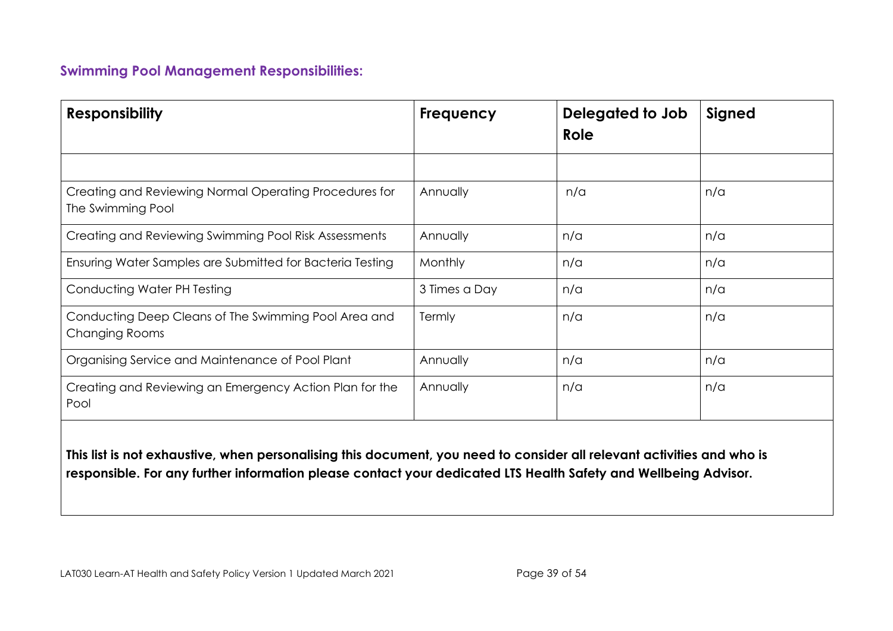## Swimming Pool Management Responsibilities:

| Responsibility | Frequency | Delegated to Job Role | Signed |
|---|---|---|---|
| | | | |
| Creating and Reviewing Normal Operating Procedures for The Swimming Pool | Annually | n/a | n/a |
| Creating and Reviewing Swimming Pool Risk Assessments | Annually | n/a | n/a |
| Ensuring Water Samples are Submitted for Bacteria Testing | Monthly | n/a | n/a |
| Conducting Water PH Testing | 3 Times a Day | n/a | n/a |
| Conducting Deep Cleans of The Swimming Pool Area and Changing Rooms | Termly | n/a | n/a |
| Organising Service and Maintenance of Pool Plant | Annually | n/a | n/a |
| Creating and Reviewing an Emergency Action Plan for the Pool | Annually | n/a | n/a |

**This list is not exhaustive, when personalising this document, you need to consider all relevant activities and who is responsible. For any further information please contact your dedicated LTS Health Safety and Wellbeing Advisor.**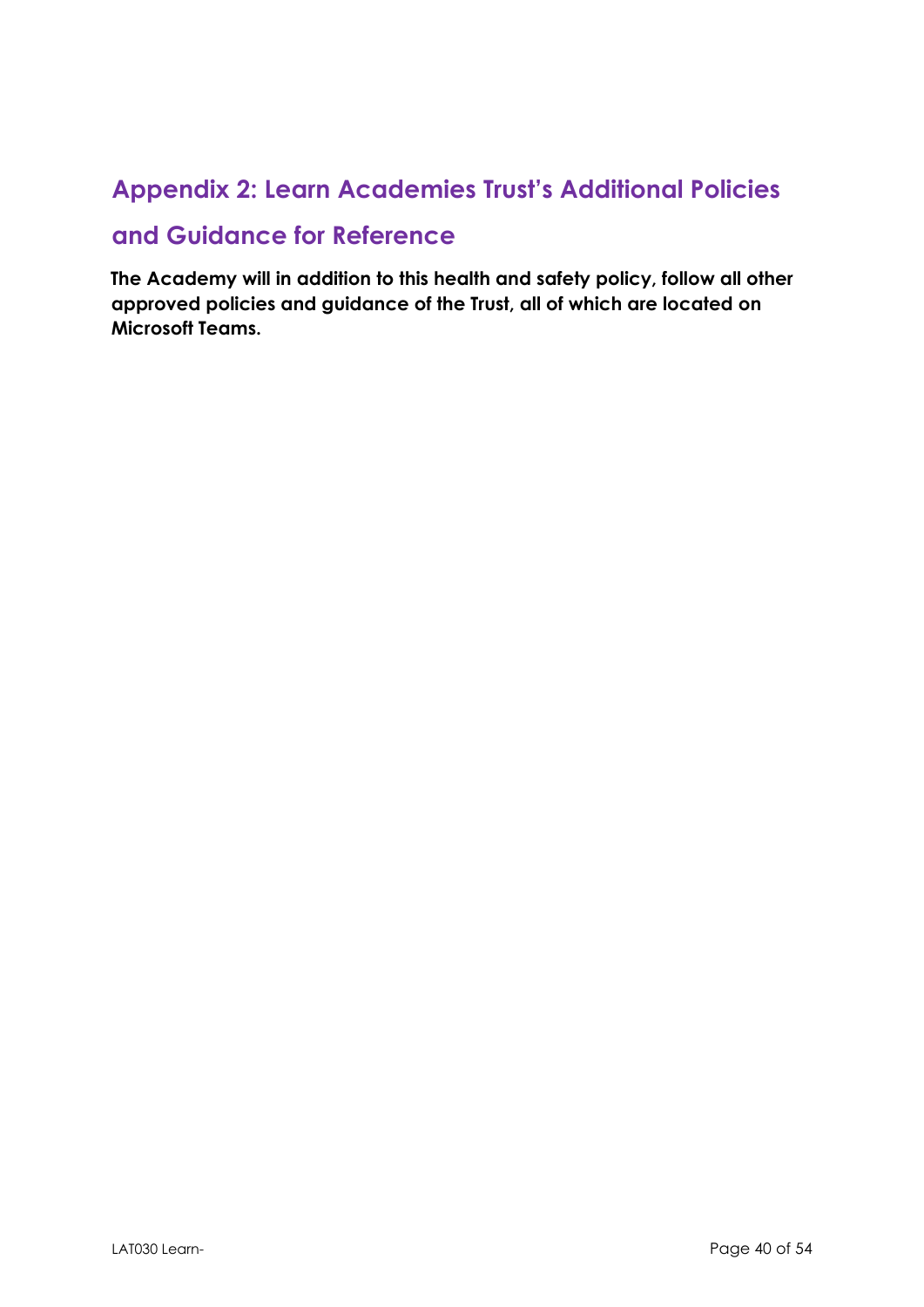## Appendix 2: Learn Academies Trust's Additional Policies and Guidance for Reference

**The Academy will in addition to this health and safety policy, follow all other approved policies and guidance of the Trust, all of which are located on Microsoft Teams.**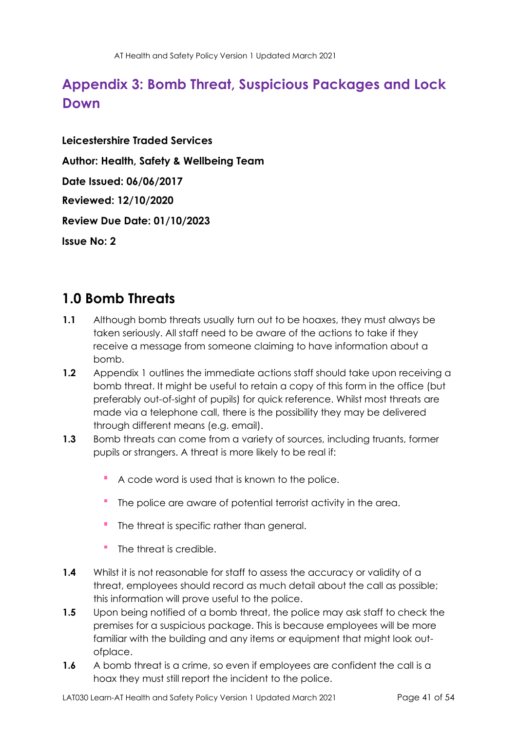## Appendix 3: Bomb Threat, Suspicious Packages and Lock Down

**Leicestershire Traded Services**

**Author: Health, Safety & Wellbeing Team**

**Date Issued: 06/06/2017**

**Reviewed: 12/10/2020**

**Review Due Date: 01/10/2023**

**Issue No: 2**

## 1.0 Bomb Threats

**1.1** Although bomb threats usually turn out to be hoaxes, they must always be taken seriously. All staff need to be aware of the actions to take if they receive a message from someone claiming to have information about a bomb.

**1.2** Appendix 1 outlines the immediate actions staff should take upon receiving a bomb threat. It might be useful to retain a copy of this form in the office (but preferably out-of-sight of pupils) for quick reference. Whilst most threats are made via a telephone call, there is the possibility they may be delivered through different means (e.g. email).

**1.3** Bomb threats can come from a variety of sources, including truants, former pupils or strangers. A threat is more likely to be real if:

- A code word is used that is known to the police.
- The police are aware of potential terrorist activity in the area.
- The threat is specific rather than general.
- The threat is credible.

**1.4** Whilst it is not reasonable for staff to assess the accuracy or validity of a threat, employees should record as much detail about the call as possible; this information will prove useful to the police.

**1.5** Upon being notified of a bomb threat, the police may ask staff to check the premises for a suspicious package. This is because employees will be more familiar with the building and any items or equipment that might look out-ofplace.

**1.6** A bomb threat is a crime, so even if employees are confident the call is a hoax they must still report the incident to the police.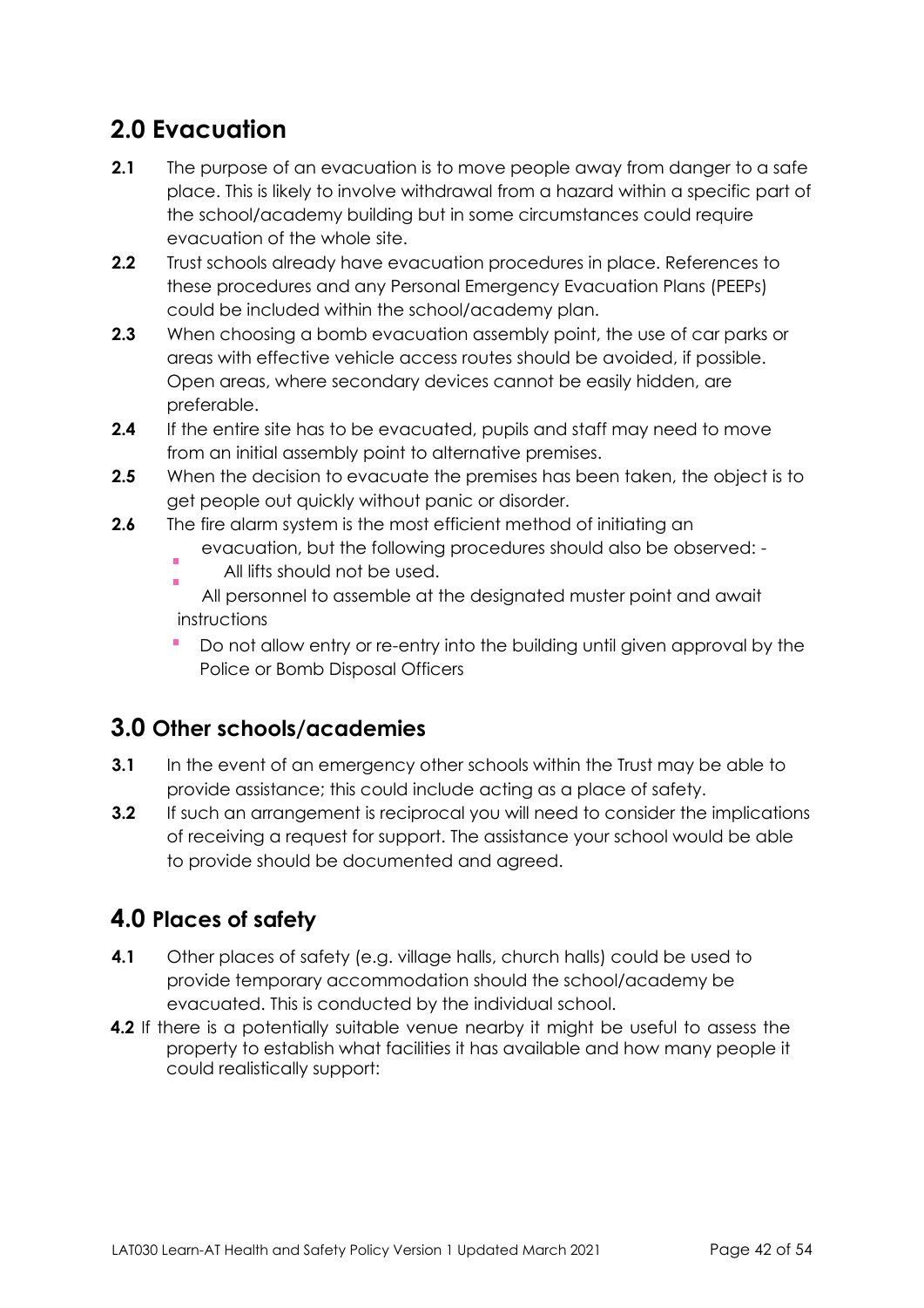## 2.0 Evacuation

**2.1** The purpose of an evacuation is to move people away from danger to a safe place. This is likely to involve withdrawal from a hazard within a specific part of the school/academy building but in some circumstances could require evacuation of the whole site.

**2.2** Trust schools already have evacuation procedures in place. References to these procedures and any Personal Emergency Evacuation Plans (PEEPs) could be included within the school/academy plan.

**2.3** When choosing a bomb evacuation assembly point, the use of car parks or areas with effective vehicle access routes should be avoided, if possible. Open areas, where secondary devices cannot be easily hidden, are preferable.

**2.4** If the entire site has to be evacuated, pupils and staff may need to move from an initial assembly point to alternative premises.

**2.5** When the decision to evacuate the premises has been taken, the object is to get people out quickly without panic or disorder.

**2.6** The fire alarm system is the most efficient method of initiating an evacuation, but the following procedures should also be observed: -

- All lifts should not be used.
- All personnel to assemble at the designated muster point and await instructions
- Do not allow entry or re-entry into the building until given approval by the Police or Bomb Disposal Officers

## 3.0 Other schools/academies

**3.1** In the event of an emergency other schools within the Trust may be able to provide assistance; this could include acting as a place of safety.

**3.2** If such an arrangement is reciprocal you will need to consider the implications of receiving a request for support. The assistance your school would be able to provide should be documented and agreed.

## 4.0 Places of safety

**4.1** Other places of safety (e.g. village halls, church halls) could be used to provide temporary accommodation should the school/academy be evacuated. This is conducted by the individual school.

**4.2** If there is a potentially suitable venue nearby it might be useful to assess the property to establish what facilities it has available and how many people it could realistically support: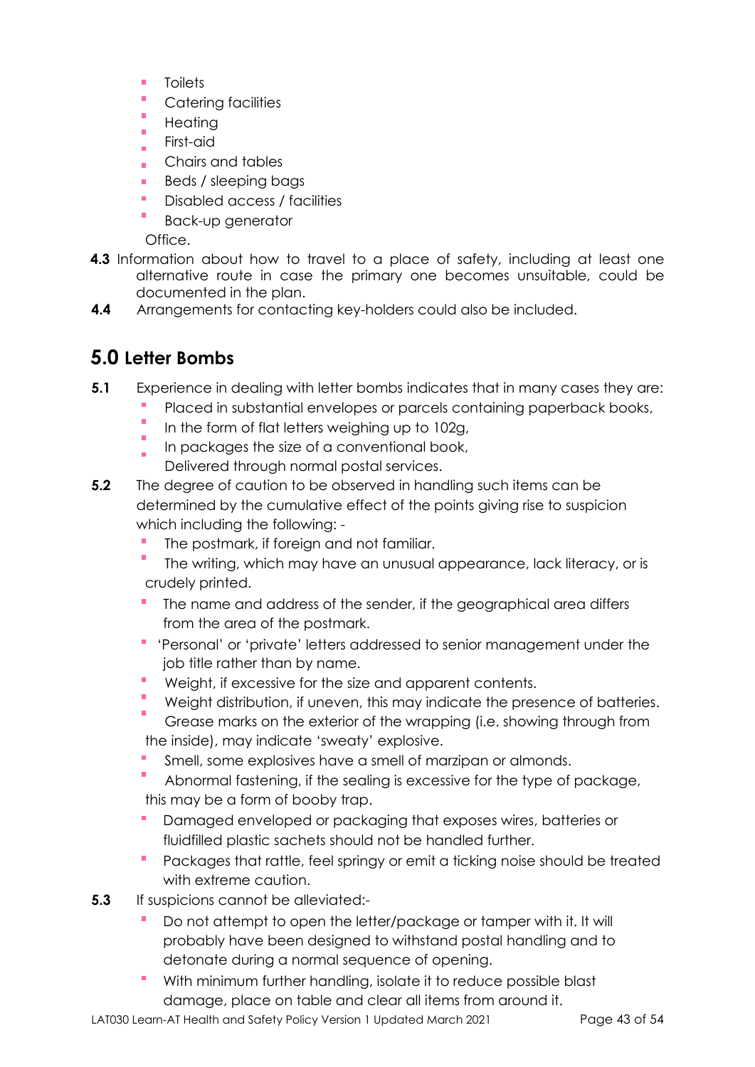- Toilets
- Catering facilities
- Heating
- First-aid
- Chairs and tables
- Beds / sleeping bags
- Disabled access / facilities
- Back-up generator

Office.

**4.3** Information about how to travel to a place of safety, including at least one alternative route in case the primary one becomes unsuitable, could be documented in the plan.

**4.4** Arrangements for contacting key-holders could also be included.

## 5.0 Letter Bombs

**5.1** Experience in dealing with letter bombs indicates that in many cases they are:

- Placed in substantial envelopes or parcels containing paperback books,
- In the form of flat letters weighing up to 102g,
- In packages the size of a conventional book,
- Delivered through normal postal services.

**5.2** The degree of caution to be observed in handling such items can be determined by the cumulative effect of the points giving rise to suspicion which including the following: -

- The postmark, if foreign and not familiar.
- The writing, which may have an unusual appearance, lack literacy, or is crudely printed.
- The name and address of the sender, if the geographical area differs from the area of the postmark.
- 'Personal' or 'private' letters addressed to senior management under the job title rather than by name.
- Weight, if excessive for the size and apparent contents.
- Weight distribution, if uneven, this may indicate the presence of batteries.
- Grease marks on the exterior of the wrapping (i.e. showing through from the inside), may indicate 'sweaty' explosive.
- Smell, some explosives have a smell of marzipan or almonds.
- Abnormal fastening, if the sealing is excessive for the type of package, this may be a form of booby trap.
- Damaged enveloped or packaging that exposes wires, batteries or fluidfilled plastic sachets should not be handled further.
- Packages that rattle, feel springy or emit a ticking noise should be treated with extreme caution.

**5.3** If suspicions cannot be alleviated:-

- Do not attempt to open the letter/package or tamper with it. It will probably have been designed to withstand postal handling and to detonate during a normal sequence of opening.
- With minimum further handling, isolate it to reduce possible blast damage, place on table and clear all items from around it.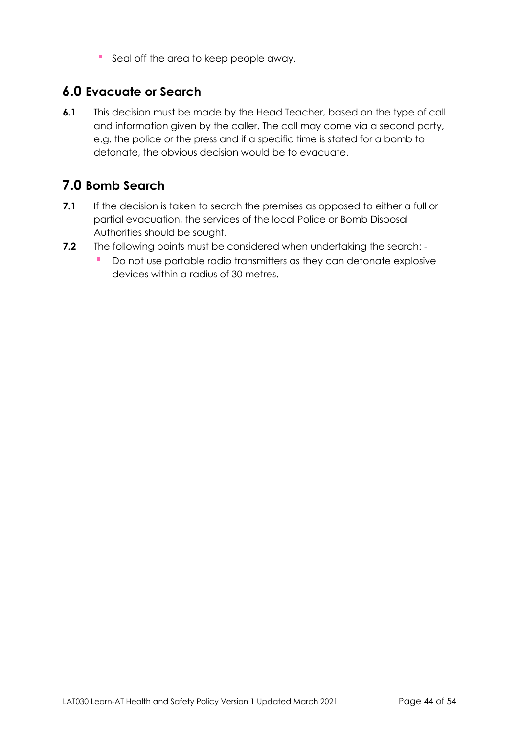- Seal off the area to keep people away.

## 6.0 Evacuate or Search

**6.1** This decision must be made by the Head Teacher, based on the type of call and information given by the caller. The call may come via a second party, e.g. the police or the press and if a specific time is stated for a bomb to detonate, the obvious decision would be to evacuate.

## 7.0 Bomb Search

**7.1** If the decision is taken to search the premises as opposed to either a full or partial evacuation, the services of the local Police or Bomb Disposal Authorities should be sought.

**7.2** The following points must be considered when undertaking the search: -

- Do not use portable radio transmitters as they can detonate explosive devices within a radius of 30 metres.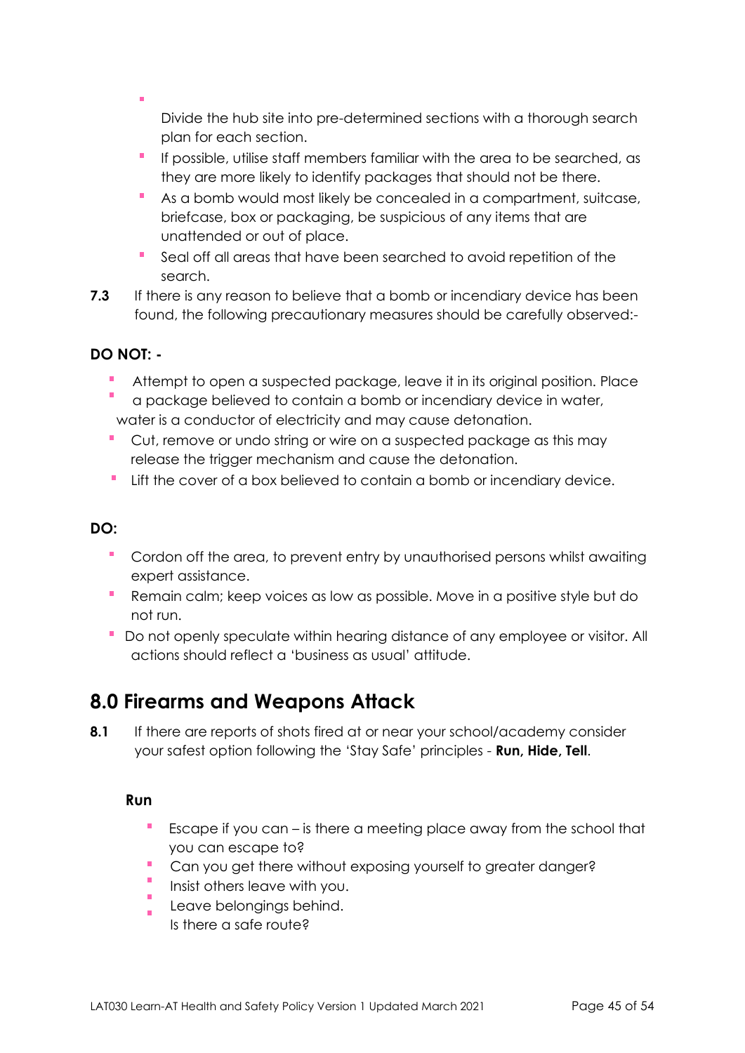- Divide the hub site into pre-determined sections with a thorough search plan for each section.
- If possible, utilise staff members familiar with the area to be searched, as they are more likely to identify packages that should not be there.
- As a bomb would most likely be concealed in a compartment, suitcase, briefcase, box or packaging, be suspicious of any items that are unattended or out of place.
- Seal off all areas that have been searched to avoid repetition of the search.

**7.3** If there is any reason to believe that a bomb or incendiary device has been found, the following precautionary measures should be carefully observed:-

**DO NOT: -**

- Attempt to open a suspected package, leave it in its original position. Place
- a package believed to contain a bomb or incendiary device in water, water is a conductor of electricity and may cause detonation.
- Cut, remove or undo string or wire on a suspected package as this may release the trigger mechanism and cause the detonation.
- Lift the cover of a box believed to contain a bomb or incendiary device.

**DO:**

- Cordon off the area, to prevent entry by unauthorised persons whilst awaiting expert assistance.
- Remain calm; keep voices as low as possible. Move in a positive style but do not run.
- Do not openly speculate within hearing distance of any employee or visitor. All actions should reflect a 'business as usual' attitude.

## 8.0 Firearms and Weapons Attack

**8.1** If there are reports of shots fired at or near your school/academy consider your safest option following the 'Stay Safe' principles - **Run, Hide, Tell**.

**Run**

- Escape if you can – is there a meeting place away from the school that you can escape to?
- Can you get there without exposing yourself to greater danger?
- Insist others leave with you.
- Leave belongings behind.
- Is there a safe route?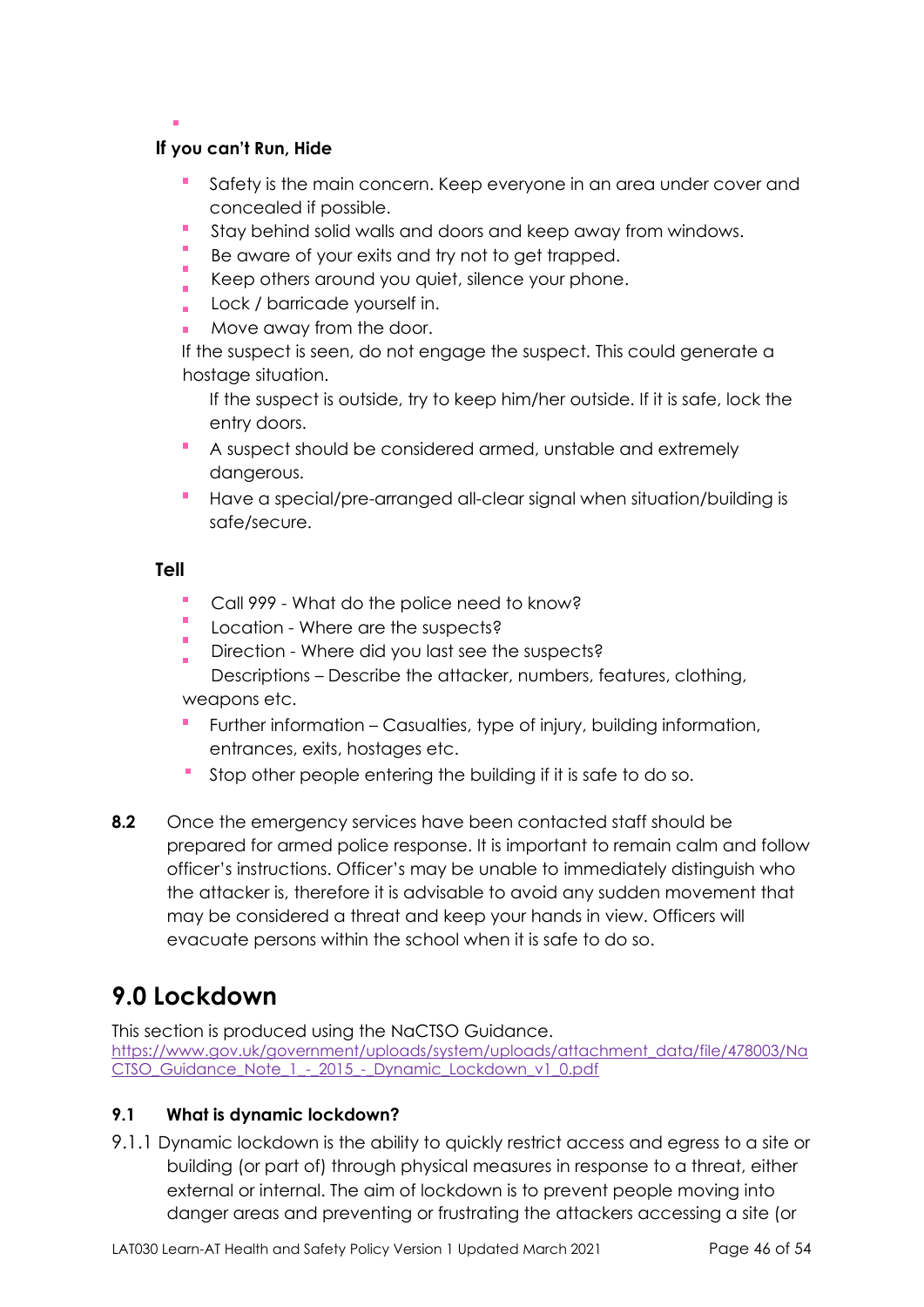**If you can't Run, Hide**

- Safety is the main concern. Keep everyone in an area under cover and concealed if possible.
- Stay behind solid walls and doors and keep away from windows.
- Be aware of your exits and try not to get trapped.
- Keep others around you quiet, silence your phone.
- Lock / barricade yourself in.
- Move away from the door.

If the suspect is seen, do not engage the suspect. This could generate a hostage situation.

- If the suspect is outside, try to keep him/her outside. If it is safe, lock the entry doors.
- A suspect should be considered armed, unstable and extremely dangerous.
- Have a special/pre-arranged all-clear signal when situation/building is safe/secure.

**Tell**

- Call 999 - What do the police need to know?
- Location - Where are the suspects?
- Direction - Where did you last see the suspects?
- Descriptions – Describe the attacker, numbers, features, clothing, weapons etc.
- Further information – Casualties, type of injury, building information, entrances, exits, hostages etc.
- Stop other people entering the building if it is safe to do so.

**8.2** Once the emergency services have been contacted staff should be prepared for armed police response. It is important to remain calm and follow officer's instructions. Officer's may be unable to immediately distinguish who the attacker is, therefore it is advisable to avoid any sudden movement that may be considered a threat and keep your hands in view. Officers will evacuate persons within the school when it is safe to do so.

# 9.0 Lockdown

This section is produced using the NaCTSO Guidance.
https://www.gov.uk/government/uploads/system/uploads/attachment_data/file/478003/NaCTSO_Guidance_Note_1_-_2015_-_Dynamic_Lockdown_v1_0.pdf

### 9.1 What is dynamic lockdown?

9.1.1 Dynamic lockdown is the ability to quickly restrict access and egress to a site or building (or part of) through physical measures in response to a threat, either external or internal. The aim of lockdown is to prevent people moving into danger areas and preventing or frustrating the attackers accessing a site (or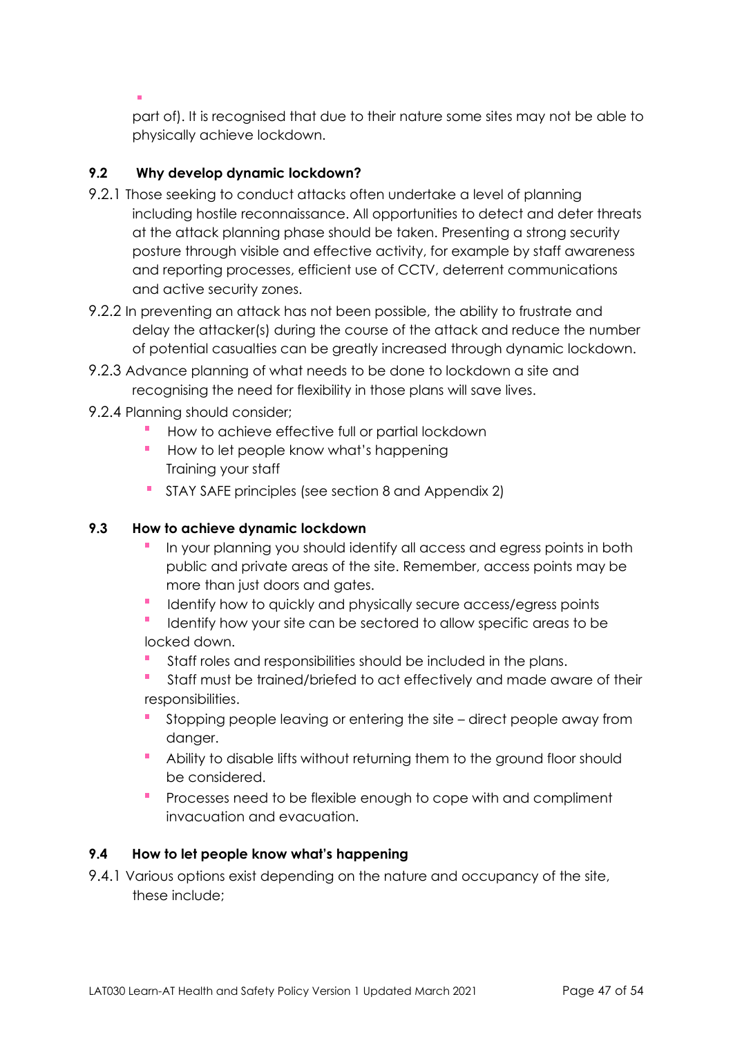part of). It is recognised that due to their nature some sites may not be able to physically achieve lockdown.

### 9.2 Why develop dynamic lockdown?

9.2.1 Those seeking to conduct attacks often undertake a level of planning including hostile reconnaissance. All opportunities to detect and deter threats at the attack planning phase should be taken. Presenting a strong security posture through visible and effective activity, for example by staff awareness and reporting processes, efficient use of CCTV, deterrent communications and active security zones.

9.2.2 In preventing an attack has not been possible, the ability to frustrate and delay the attacker(s) during the course of the attack and reduce the number of potential casualties can be greatly increased through dynamic lockdown.

9.2.3 Advance planning of what needs to be done to lockdown a site and recognising the need for flexibility in those plans will save lives.

9.2.4 Planning should consider;

- How to achieve effective full or partial lockdown
- How to let people know what's happening
- Training your staff
- STAY SAFE principles (see section 8 and Appendix 2)

### 9.3 How to achieve dynamic lockdown

- In your planning you should identify all access and egress points in both public and private areas of the site. Remember, access points may be more than just doors and gates.
- Identify how to quickly and physically secure access/egress points
- Identify how your site can be sectored to allow specific areas to be locked down.
- Staff roles and responsibilities should be included in the plans.
- Staff must be trained/briefed to act effectively and made aware of their responsibilities.
- Stopping people leaving or entering the site – direct people away from danger.
- Ability to disable lifts without returning them to the ground floor should be considered.
- Processes need to be flexible enough to cope with and compliment invacuation and evacuation.

### 9.4 How to let people know what's happening

9.4.1 Various options exist depending on the nature and occupancy of the site, these include;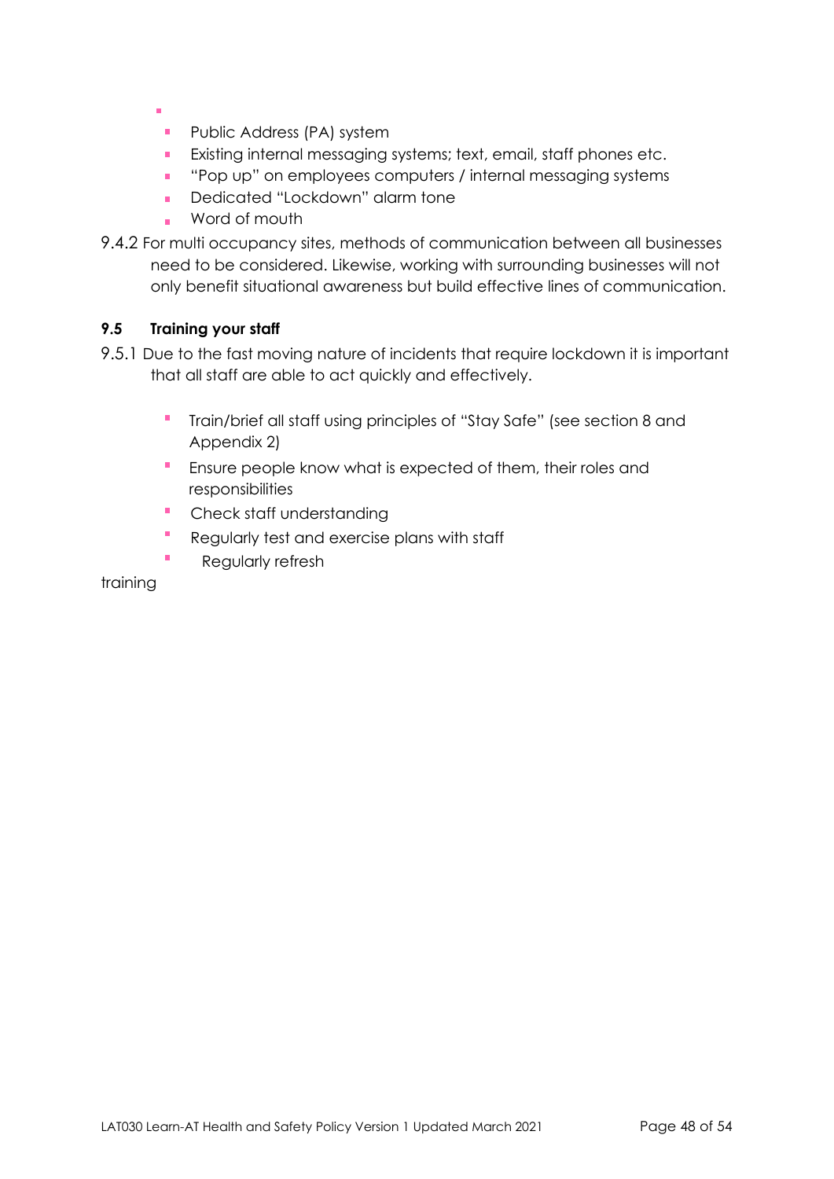- Public Address (PA) system
- Existing internal messaging systems; text, email, staff phones etc.
- "Pop up" on employees computers / internal messaging systems
- Dedicated "Lockdown" alarm tone
- Word of mouth

9.4.2 For multi occupancy sites, methods of communication between all businesses need to be considered. Likewise, working with surrounding businesses will not only benefit situational awareness but build effective lines of communication.

**9.5 Training your staff**

9.5.1 Due to the fast moving nature of incidents that require lockdown it is important that all staff are able to act quickly and effectively.

- Train/brief all staff using principles of "Stay Safe" (see section 8 and Appendix 2)
- Ensure people know what is expected of them, their roles and responsibilities
- Check staff understanding
- Regularly test and exercise plans with staff
- Regularly refresh training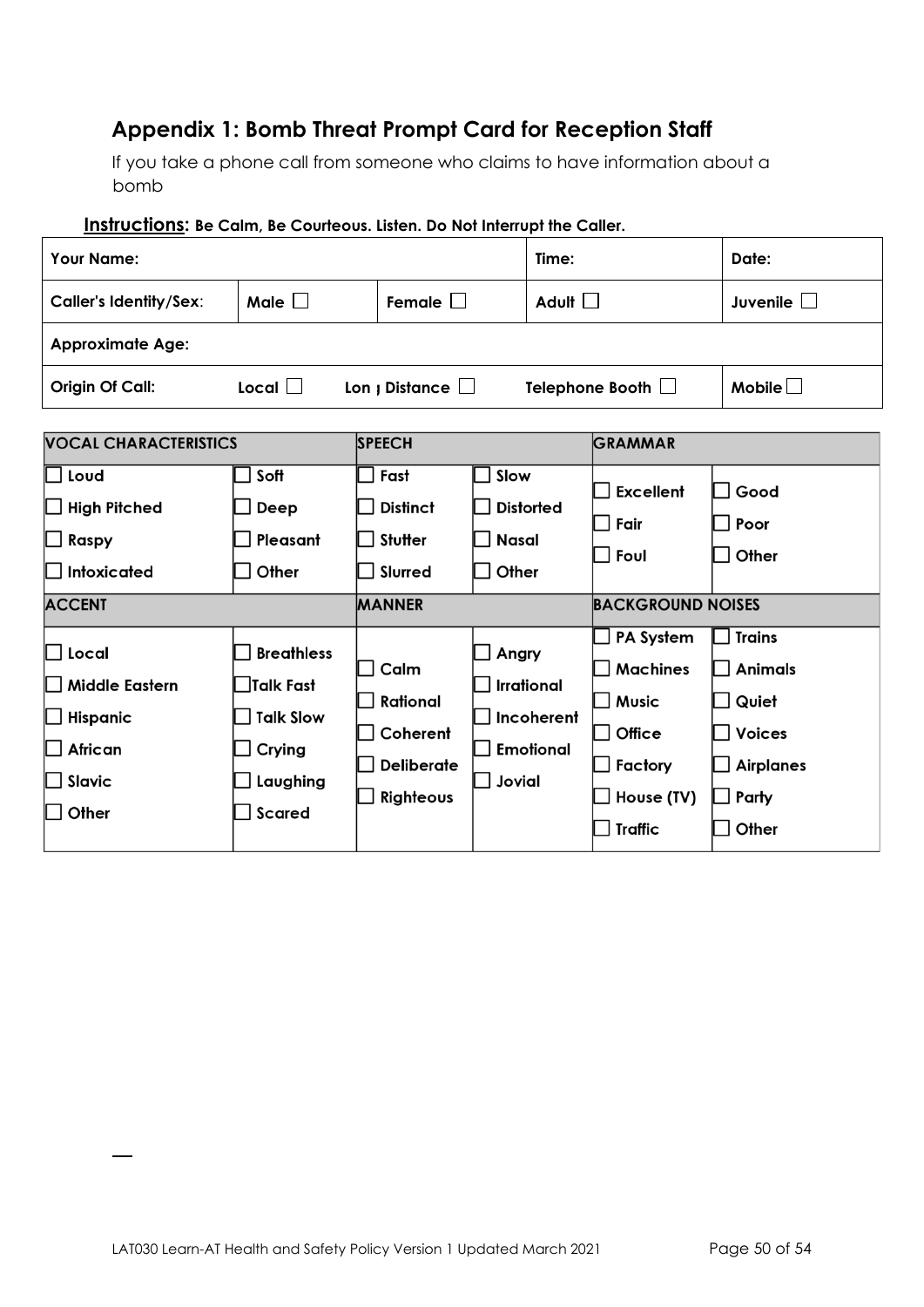## Appendix 1: Bomb Threat Prompt Card for Reception Staff

If you take a phone call from someone who claims to have information about a bomb

**Instructions: Be Calm, Be Courteous. Listen. Do Not Interrupt the Caller.**

| **Your Name:** | | | **Time:** | **Date:** |
|---|---|---|---|---|
| **Caller's Identity/Sex:** | **Male** ☐ | **Female** ☐ | **Adult** ☐ | **Juvenile** ☐ |
| **Approximate Age:** | | | | |
| **Origin Of Call:** | **Local** ☐ | **Lon ı Distance** ☐ | **Telephone Booth** ☐ | **Mobile** ☐ |

| **VOCAL CHARACTERISTICS** | | **SPEECH** | | **GRAMMAR** | |
|---|---|---|---|---|---|
| ☐ Loud | ☐ Soft | ☐ Fast | ☐ Slow | ☐ Excellent | ☐ Good |
| ☐ High Pitched | ☐ Deep | ☐ Distinct | ☐ Distorted | ☐ Fair | ☐ Poor |
| ☐ Raspy | ☐ Pleasant | ☐ Stutter | ☐ Nasal | ☐ Foul | ☐ Other |
| ☐ Intoxicated | ☐ Other | ☐ Slurred | ☐ Other | | |
| **ACCENT** | | **MANNER** | | **BACKGROUND NOISES** | |
| ☐ Local | ☐ Breathless | ☐ Calm | ☐ Angry | ☐ PA System | ☐ Trains |
| ☐ Middle Eastern | ☐ Talk Fast | ☐ Rational | ☐ Irrational | ☐ Machines | ☐ Animals |
| ☐ Hispanic | ☐ Talk Slow | ☐ Coherent | ☐ Incoherent | ☐ Music | ☐ Quiet |
| ☐ African | ☐ Crying | ☐ Deliberate | ☐ Emotional | ☐ Office | ☐ Voices |
| ☐ Slavic | ☐ Laughing | ☐ Righteous | ☐ Jovial | ☐ Factory | ☐ Airplanes |
| ☐ Other | ☐ Scared | | | ☐ House (TV) | ☐ Party |
| | | | | ☐ Traffic | ☐ Other |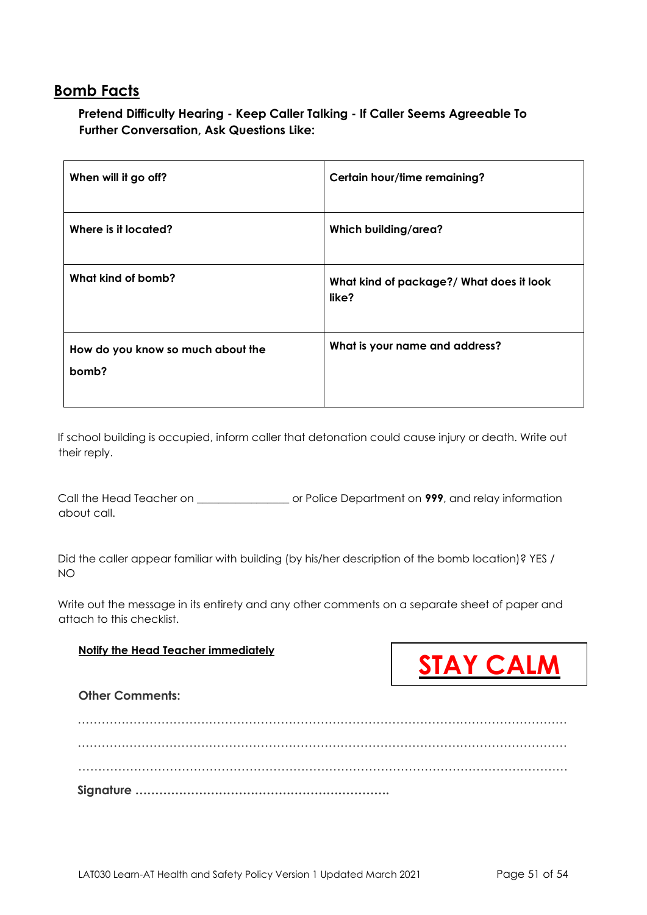## Bomb Facts

**Pretend Difficulty Hearing - Keep Caller Talking - If Caller Seems Agreeable To Further Conversation, Ask Questions Like:**

| | |
|---|---|
| **When will it go off?** | **Certain hour/time remaining?** |
| **Where is it located?** | **Which building/area?** |
| **What kind of bomb?** | **What kind of package?/ What does it look like?** |
| **How do you know so much about the bomb?** | **What is your name and address?** |

If school building is occupied, inform caller that detonation could cause injury or death. Write out their reply.

Call the Head Teacher on ________________ or Police Department on **999**, and relay information about call.

Did the caller appear familiar with building (by his/her description of the bomb location)? YES / NO

Write out the message in its entirety and any other comments on a separate sheet of paper and attach to this checklist.

**Notify the Head Teacher immediately**

**STAY CALM**

**Other Comments:**

…………………………………………………………………………………………………………

…………………………………………………………………………………………………………

…………………………………………………………………………………………………………

**Signature ………………………………………………………**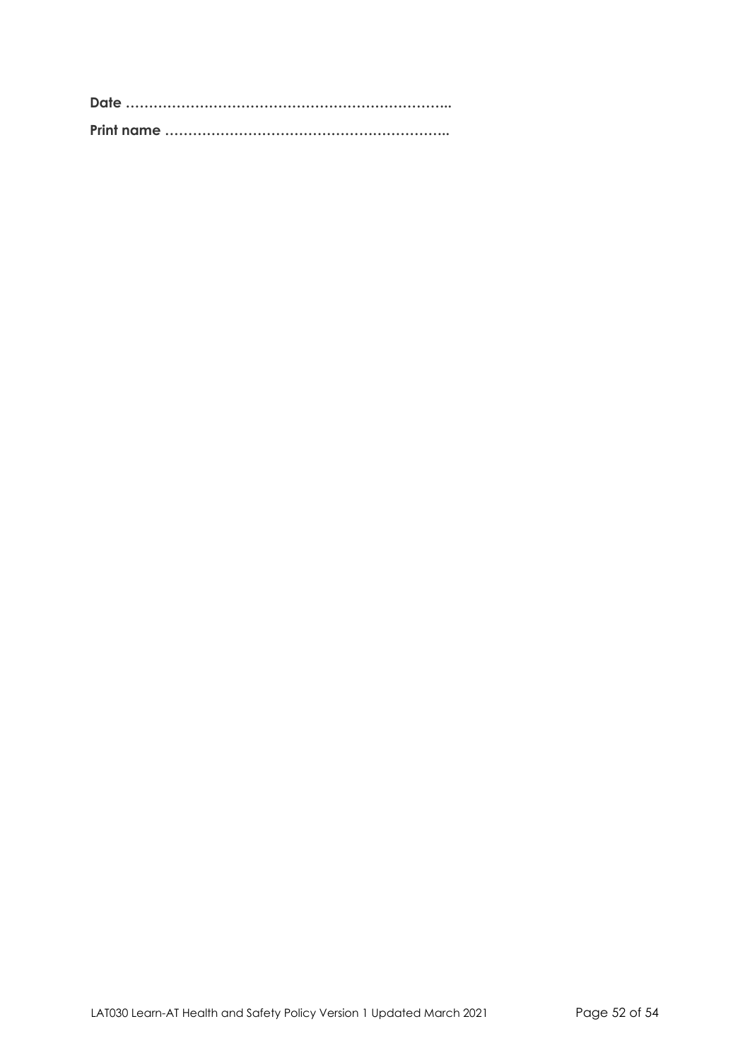**Date ……………………………………………………………..**

**Print name ……………………………………………………..**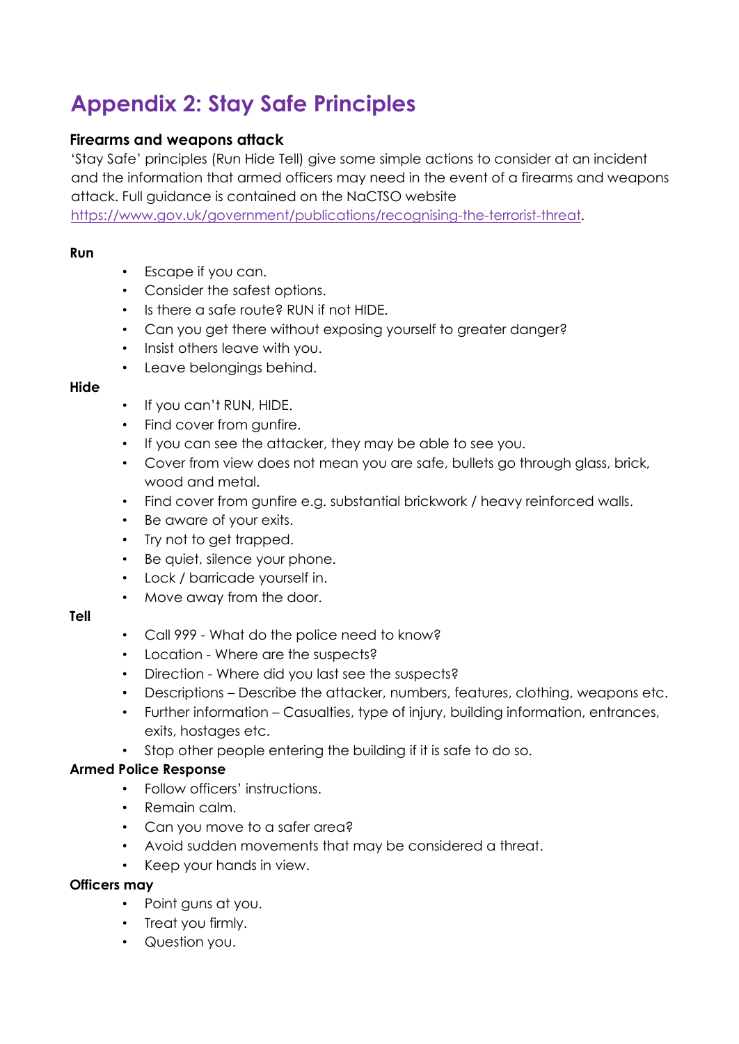# Appendix 2: Stay Safe Principles

### Firearms and weapons attack

'Stay Safe' principles (Run Hide Tell) give some simple actions to consider at an incident and the information that armed officers may need in the event of a firearms and weapons attack. Full guidance is contained on the NaCTSO website https://www.gov.uk/government/publications/recognising-the-terrorist-threat.

**Run**

- Escape if you can.
- Consider the safest options.
- Is there a safe route? RUN if not HIDE.
- Can you get there without exposing yourself to greater danger?
- Insist others leave with you.
- Leave belongings behind.

**Hide**

- If you can't RUN, HIDE.
- Find cover from gunfire.
- If you can see the attacker, they may be able to see you.
- Cover from view does not mean you are safe, bullets go through glass, brick, wood and metal.
- Find cover from gunfire e.g. substantial brickwork / heavy reinforced walls.
- Be aware of your exits.
- Try not to get trapped.
- Be quiet, silence your phone.
- Lock / barricade yourself in.
- Move away from the door.

**Tell**

- Call 999 - What do the police need to know?
- Location - Where are the suspects?
- Direction - Where did you last see the suspects?
- Descriptions – Describe the attacker, numbers, features, clothing, weapons etc.
- Further information – Casualties, type of injury, building information, entrances, exits, hostages etc.
- Stop other people entering the building if it is safe to do so.

**Armed Police Response**

- Follow officers' instructions.
- Remain calm.
- Can you move to a safer area?
- Avoid sudden movements that may be considered a threat.
- Keep your hands in view.

**Officers may**

- Point guns at you.
- Treat you firmly.
- Question you.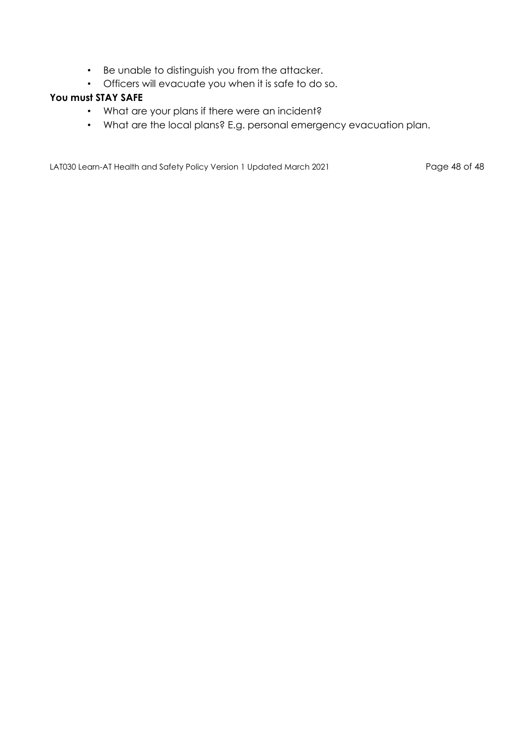- Be unable to distinguish you from the attacker.
- Officers will evacuate you when it is safe to do so.

**You must STAY SAFE**

- What are your plans if there were an incident?
- What are the local plans? E.g. personal emergency evacuation plan.